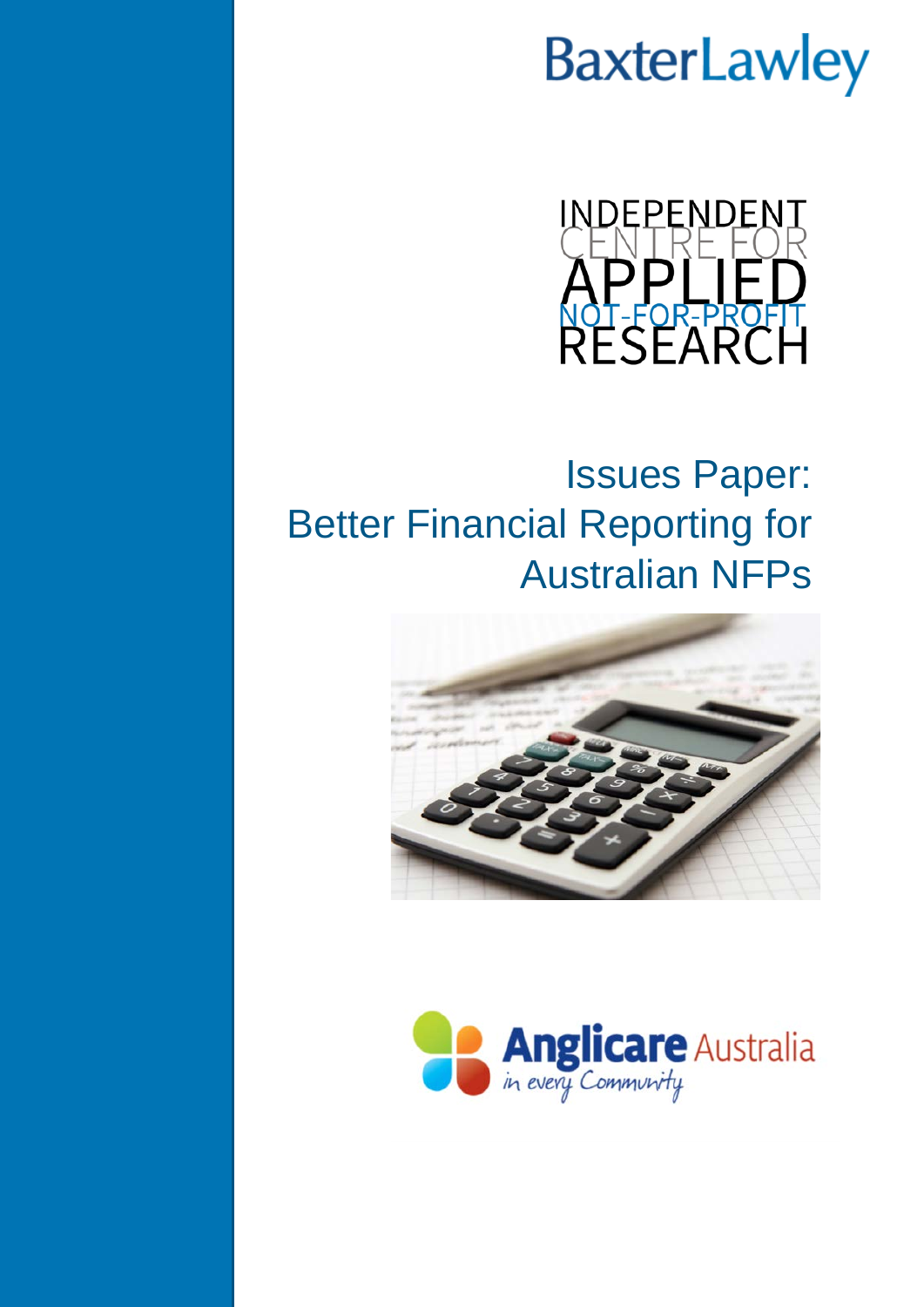BaxterLawley

INDEPENDENT CENTRE FOR APPLIED NOT-FOR-PROFIT RESEARCH

# Issues Paper: Better Financial Reporting for Australian NFPs

Anglicare Australia
*in every Community*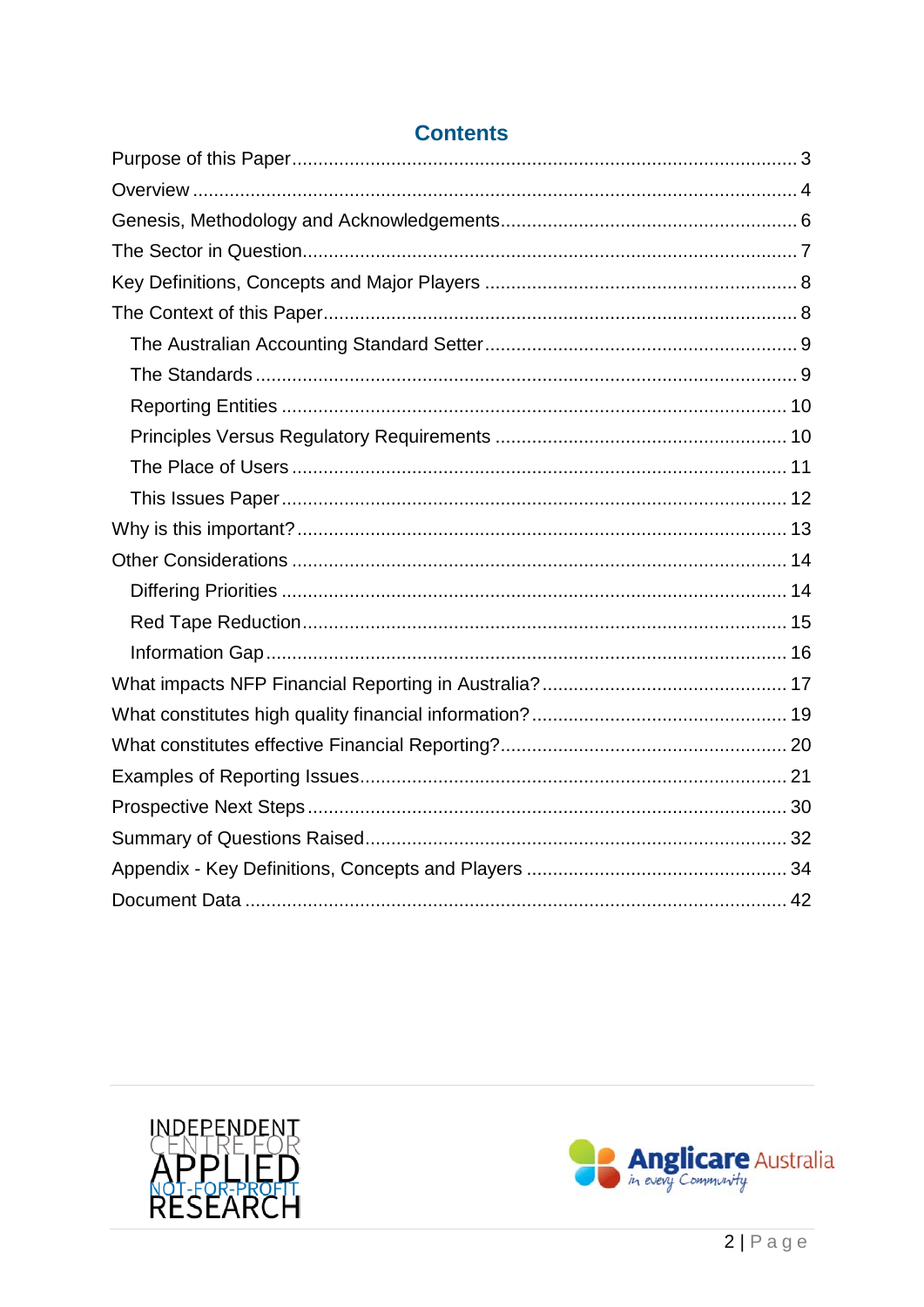# Contents

- Purpose of this Paper ... 3
- Overview ... 4
- Genesis, Methodology and Acknowledgements ... 6
- The Sector in Question ... 7
- Key Definitions, Concepts and Major Players ... 8
- The Context of this Paper ... 8
  - The Australian Accounting Standard Setter ... 9
  - The Standards ... 9
  - Reporting Entities ... 10
  - Principles Versus Regulatory Requirements ... 10
  - The Place of Users ... 11
  - This Issues Paper ... 12
- Why is this important? ... 13
- Other Considerations ... 14
  - Differing Priorities ... 14
  - Red Tape Reduction ... 15
  - Information Gap ... 16
- What impacts NFP Financial Reporting in Australia? ... 17
- What constitutes high quality financial information? ... 19
- What constitutes effective Financial Reporting? ... 20
- Examples of Reporting Issues ... 21
- Prospective Next Steps ... 30
- Summary of Questions Raised ... 32
- Appendix - Key Definitions, Concepts and Players ... 34
- Document Data ... 42

INDEPENDENT CENTRE FOR APPLIED NOT-FOR-PROFIT RESEARCH

Anglicare Australia *in every Community*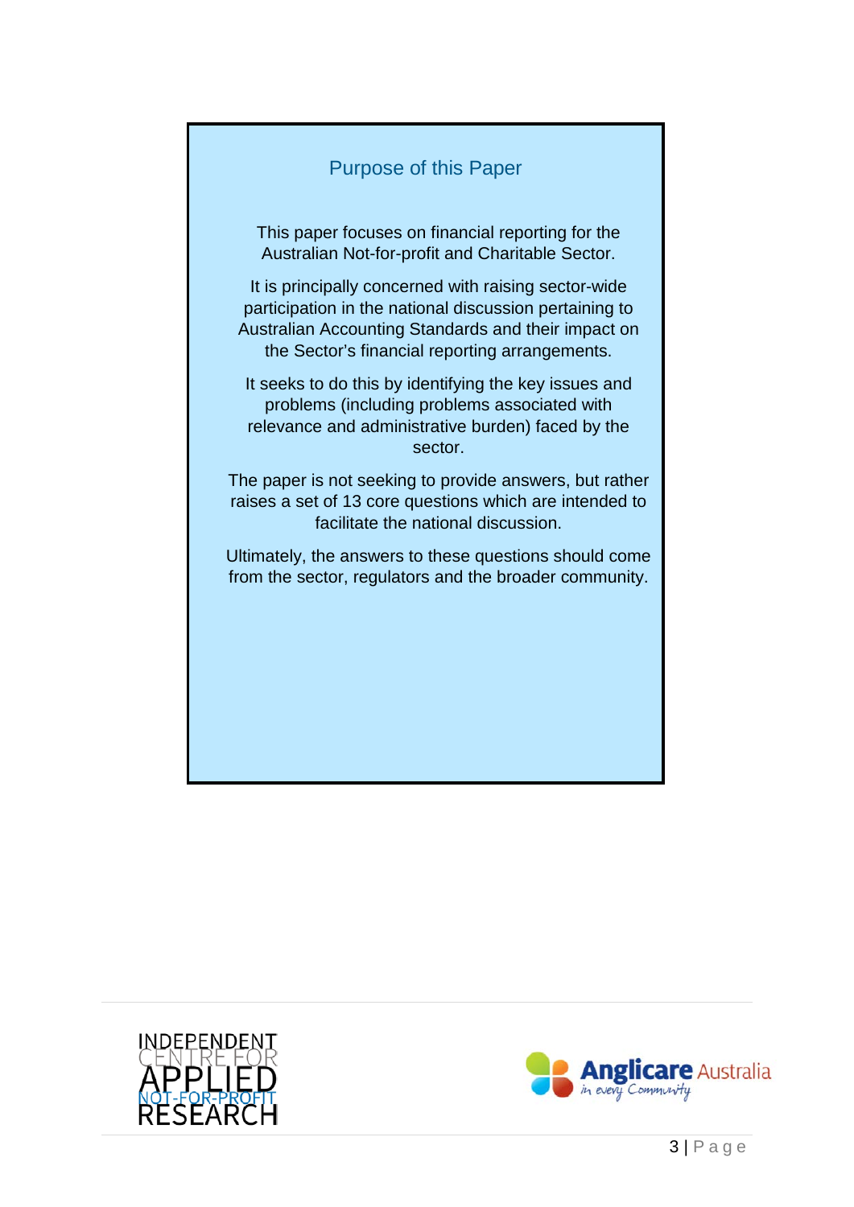## Purpose of this Paper

This paper focuses on financial reporting for the Australian Not-for-profit and Charitable Sector.

It is principally concerned with raising sector-wide participation in the national discussion pertaining to Australian Accounting Standards and their impact on the Sector's financial reporting arrangements.

It seeks to do this by identifying the key issues and problems (including problems associated with relevance and administrative burden) faced by the sector.

The paper is not seeking to provide answers, but rather raises a set of 13 core questions which are intended to facilitate the national discussion.

Ultimately, the answers to these questions should come from the sector, regulators and the broader community.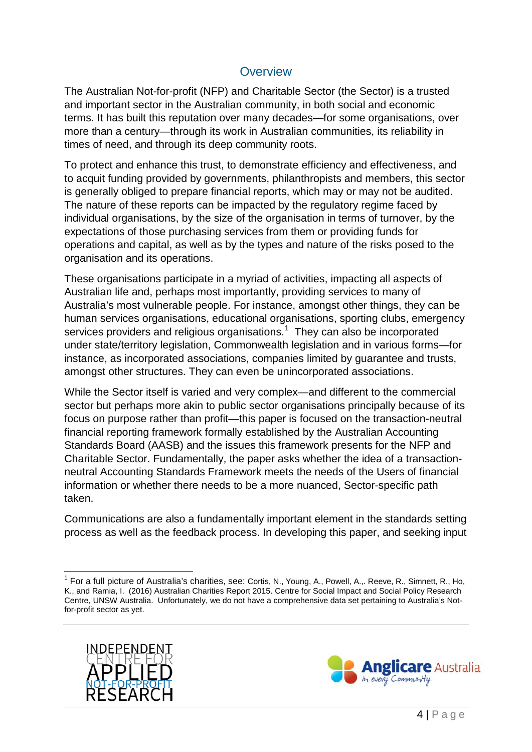## Overview

The Australian Not-for-profit (NFP) and Charitable Sector (the Sector) is a trusted and important sector in the Australian community, in both social and economic terms. It has built this reputation over many decades—for some organisations, over more than a century—through its work in Australian communities, its reliability in times of need, and through its deep community roots.

To protect and enhance this trust, to demonstrate efficiency and effectiveness, and to acquit funding provided by governments, philanthropists and members, this sector is generally obliged to prepare financial reports, which may or may not be audited. The nature of these reports can be impacted by the regulatory regime faced by individual organisations, by the size of the organisation in terms of turnover, by the expectations of those purchasing services from them or providing funds for operations and capital, as well as by the types and nature of the risks posed to the organisation and its operations.

These organisations participate in a myriad of activities, impacting all aspects of Australian life and, perhaps most importantly, providing services to many of Australia's most vulnerable people. For instance, amongst other things, they can be human services organisations, educational organisations, sporting clubs, emergency services providers and religious organisations.[1] They can also be incorporated under state/territory legislation, Commonwealth legislation and in various forms—for instance, as incorporated associations, companies limited by guarantee and trusts, amongst other structures. They can even be unincorporated associations.

While the Sector itself is varied and very complex—and different to the commercial sector but perhaps more akin to public sector organisations principally because of its focus on purpose rather than profit—this paper is focused on the transaction-neutral financial reporting framework formally established by the Australian Accounting Standards Board (AASB) and the issues this framework presents for the NFP and Charitable Sector. Fundamentally, the paper asks whether the idea of a transaction-neutral Accounting Standards Framework meets the needs of the Users of financial information or whether there needs to be a more nuanced, Sector-specific path taken.

Communications are also a fundamentally important element in the standards setting process as well as the feedback process. In developing this paper, and seeking input

[1] For a full picture of Australia's charities, see: Cortis, N., Young, A., Powell, A.,. Reeve, R., Simnett, R., Ho, K., and Ramia, I. (2016) Australian Charities Report 2015. Centre for Social Impact and Social Policy Research Centre, UNSW Australia. Unfortunately, we do not have a comprehensive data set pertaining to Australia's Not-for-profit sector as yet.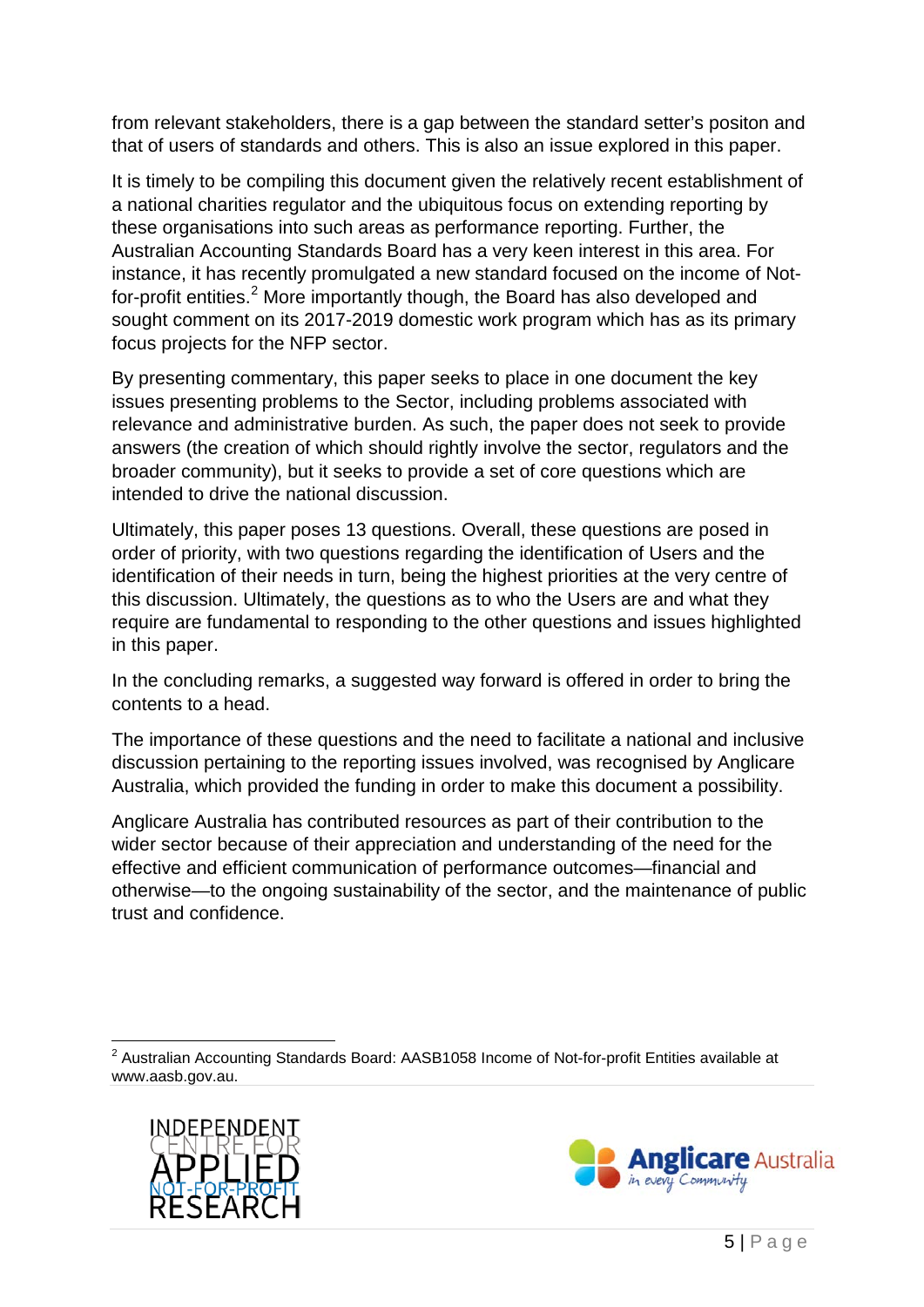from relevant stakeholders, there is a gap between the standard setter's positon and that of users of standards and others. This is also an issue explored in this paper.

It is timely to be compiling this document given the relatively recent establishment of a national charities regulator and the ubiquitous focus on extending reporting by these organisations into such areas as performance reporting. Further, the Australian Accounting Standards Board has a very keen interest in this area. For instance, it has recently promulgated a new standard focused on the income of Not-for-profit entities.[2] More importantly though, the Board has also developed and sought comment on its 2017-2019 domestic work program which has as its primary focus projects for the NFP sector.

By presenting commentary, this paper seeks to place in one document the key issues presenting problems to the Sector, including problems associated with relevance and administrative burden. As such, the paper does not seek to provide answers (the creation of which should rightly involve the sector, regulators and the broader community), but it seeks to provide a set of core questions which are intended to drive the national discussion.

Ultimately, this paper poses 13 questions. Overall, these questions are posed in order of priority, with two questions regarding the identification of Users and the identification of their needs in turn, being the highest priorities at the very centre of this discussion. Ultimately, the questions as to who the Users are and what they require are fundamental to responding to the other questions and issues highlighted in this paper.

In the concluding remarks, a suggested way forward is offered in order to bring the contents to a head.

The importance of these questions and the need to facilitate a national and inclusive discussion pertaining to the reporting issues involved, was recognised by Anglicare Australia, which provided the funding in order to make this document a possibility.

Anglicare Australia has contributed resources as part of their contribution to the wider sector because of their appreciation and understanding of the need for the effective and efficient communication of performance outcomes—financial and otherwise—to the ongoing sustainability of the sector, and the maintenance of public trust and confidence.

[2] Australian Accounting Standards Board: AASB1058 Income of Not-for-profit Entities available at www.aasb.gov.au.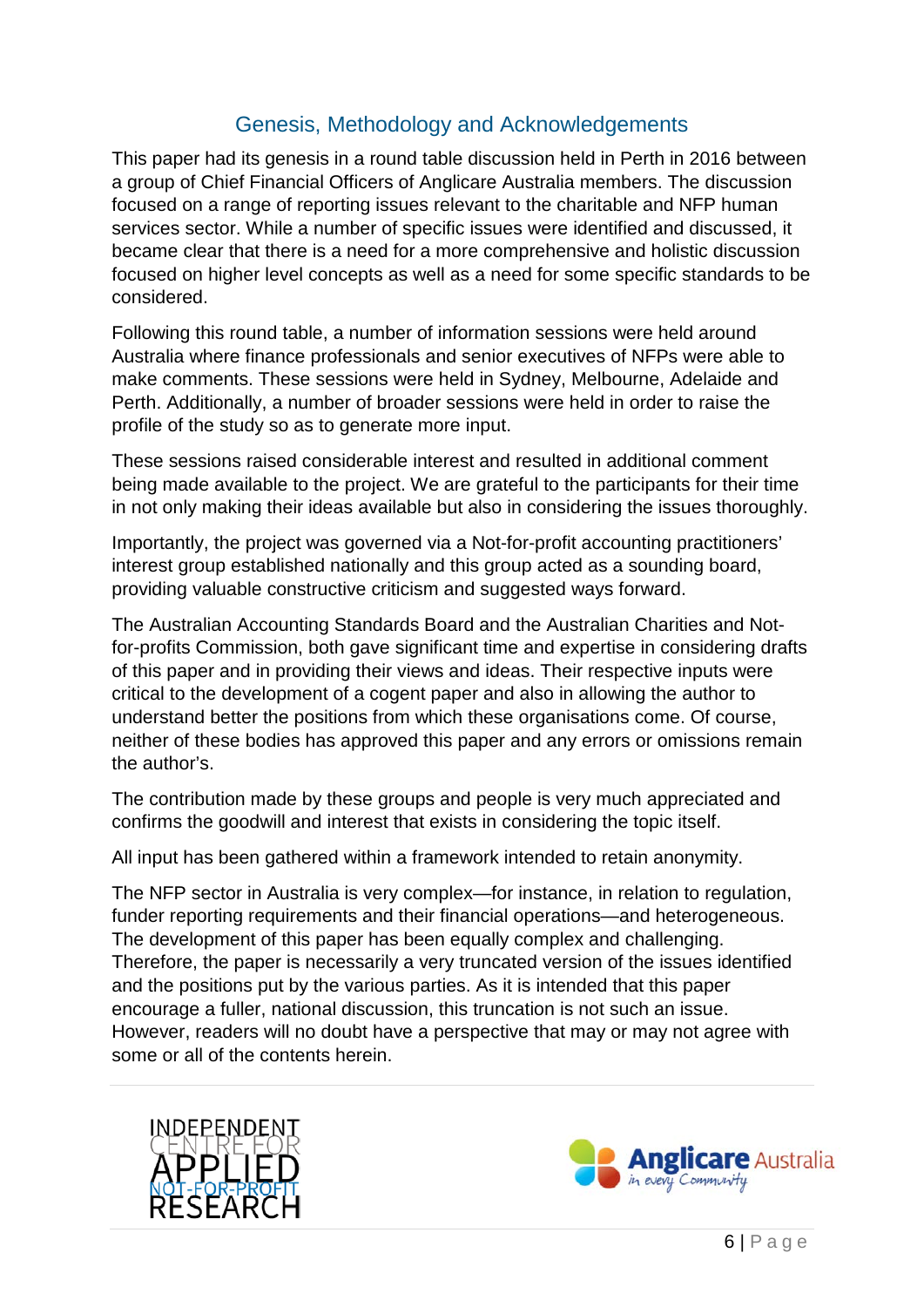## Genesis, Methodology and Acknowledgements

This paper had its genesis in a round table discussion held in Perth in 2016 between a group of Chief Financial Officers of Anglicare Australia members. The discussion focused on a range of reporting issues relevant to the charitable and NFP human services sector. While a number of specific issues were identified and discussed, it became clear that there is a need for a more comprehensive and holistic discussion focused on higher level concepts as well as a need for some specific standards to be considered.

Following this round table, a number of information sessions were held around Australia where finance professionals and senior executives of NFPs were able to make comments. These sessions were held in Sydney, Melbourne, Adelaide and Perth. Additionally, a number of broader sessions were held in order to raise the profile of the study so as to generate more input.

These sessions raised considerable interest and resulted in additional comment being made available to the project. We are grateful to the participants for their time in not only making their ideas available but also in considering the issues thoroughly.

Importantly, the project was governed via a Not-for-profit accounting practitioners' interest group established nationally and this group acted as a sounding board, providing valuable constructive criticism and suggested ways forward.

The Australian Accounting Standards Board and the Australian Charities and Not-for-profits Commission, both gave significant time and expertise in considering drafts of this paper and in providing their views and ideas. Their respective inputs were critical to the development of a cogent paper and also in allowing the author to understand better the positions from which these organisations come. Of course, neither of these bodies has approved this paper and any errors or omissions remain the author's.

The contribution made by these groups and people is very much appreciated and confirms the goodwill and interest that exists in considering the topic itself.

All input has been gathered within a framework intended to retain anonymity.

The NFP sector in Australia is very complex—for instance, in relation to regulation, funder reporting requirements and their financial operations—and heterogeneous. The development of this paper has been equally complex and challenging. Therefore, the paper is necessarily a very truncated version of the issues identified and the positions put by the various parties. As it is intended that this paper encourage a fuller, national discussion, this truncation is not such an issue. However, readers will no doubt have a perspective that may or may not agree with some or all of the contents herein.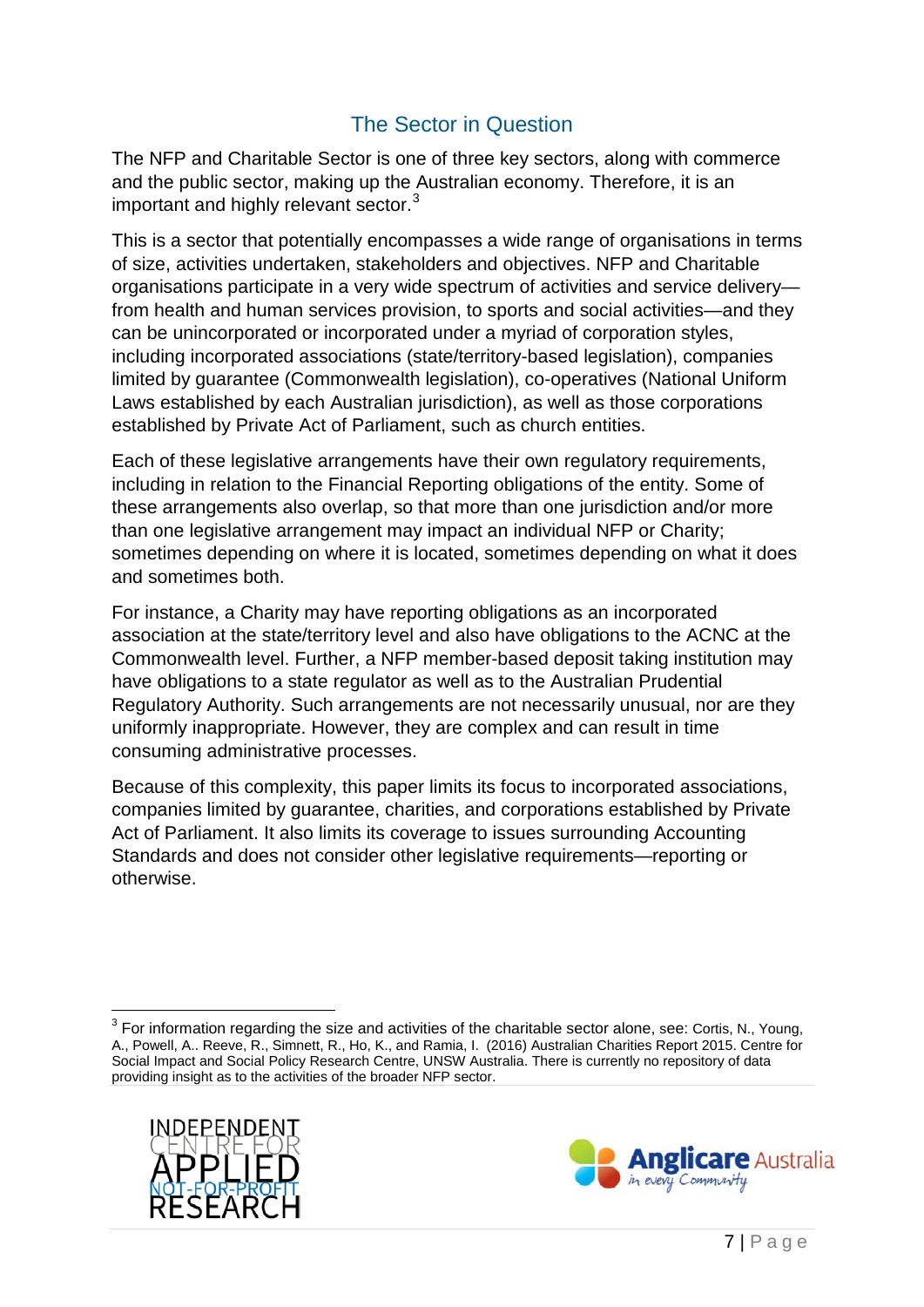## The Sector in Question

The NFP and Charitable Sector is one of three key sectors, along with commerce and the public sector, making up the Australian economy. Therefore, it is an important and highly relevant sector.[3]

This is a sector that potentially encompasses a wide range of organisations in terms of size, activities undertaken, stakeholders and objectives. NFP and Charitable organisations participate in a very wide spectrum of activities and service delivery—from health and human services provision, to sports and social activities—and they can be unincorporated or incorporated under a myriad of corporation styles, including incorporated associations (state/territory-based legislation), companies limited by guarantee (Commonwealth legislation), co-operatives (National Uniform Laws established by each Australian jurisdiction), as well as those corporations established by Private Act of Parliament, such as church entities.

Each of these legislative arrangements have their own regulatory requirements, including in relation to the Financial Reporting obligations of the entity. Some of these arrangements also overlap, so that more than one jurisdiction and/or more than one legislative arrangement may impact an individual NFP or Charity; sometimes depending on where it is located, sometimes depending on what it does and sometimes both.

For instance, a Charity may have reporting obligations as an incorporated association at the state/territory level and also have obligations to the ACNC at the Commonwealth level. Further, a NFP member-based deposit taking institution may have obligations to a state regulator as well as to the Australian Prudential Regulatory Authority. Such arrangements are not necessarily unusual, nor are they uniformly inappropriate. However, they are complex and can result in time consuming administrative processes.

Because of this complexity, this paper limits its focus to incorporated associations, companies limited by guarantee, charities, and corporations established by Private Act of Parliament. It also limits its coverage to issues surrounding Accounting Standards and does not consider other legislative requirements—reporting or otherwise.

---

[3] For information regarding the size and activities of the charitable sector alone, see: Cortis, N., Young, A., Powell, A.. Reeve, R., Simnett, R., Ho, K., and Ramia, I. (2016) Australian Charities Report 2015. Centre for Social Impact and Social Policy Research Centre, UNSW Australia. There is currently no repository of data providing insight as to the activities of the broader NFP sector.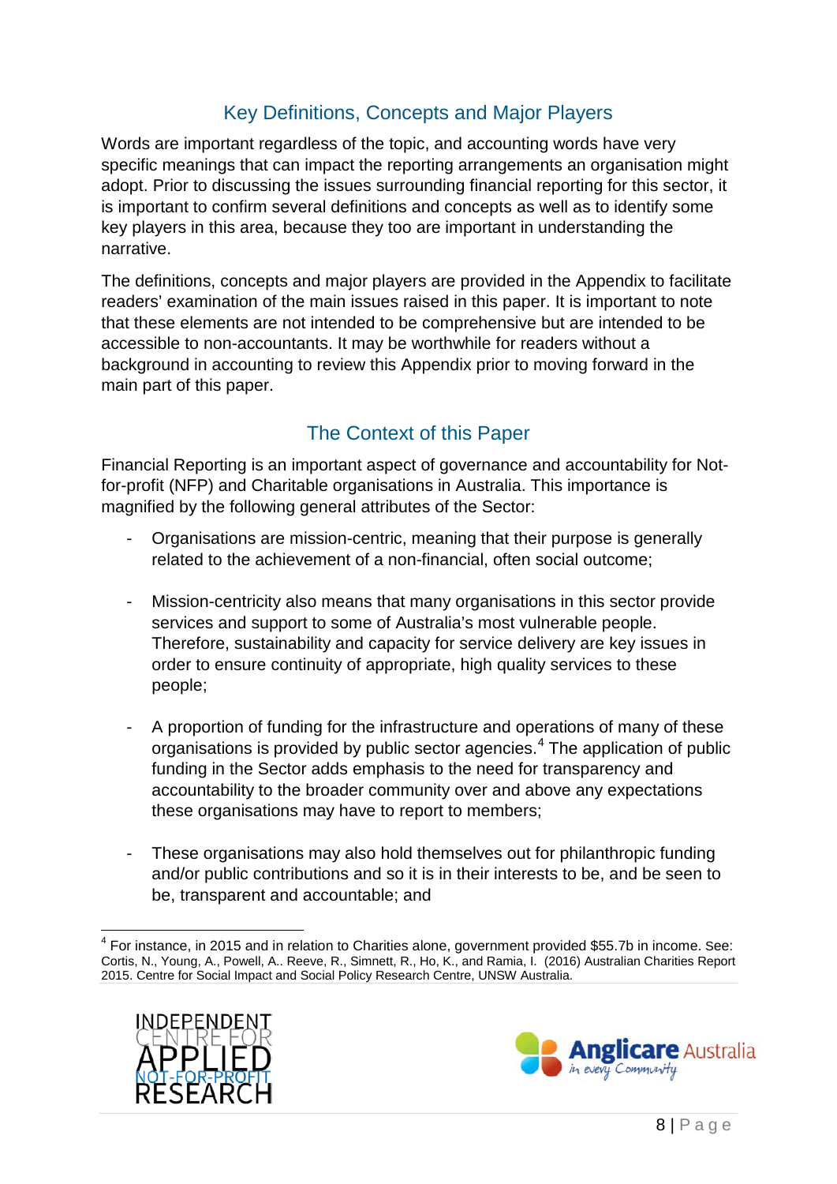## Key Definitions, Concepts and Major Players

Words are important regardless of the topic, and accounting words have very specific meanings that can impact the reporting arrangements an organisation might adopt. Prior to discussing the issues surrounding financial reporting for this sector, it is important to confirm several definitions and concepts as well as to identify some key players in this area, because they too are important in understanding the narrative.

The definitions, concepts and major players are provided in the Appendix to facilitate readers' examination of the main issues raised in this paper. It is important to note that these elements are not intended to be comprehensive but are intended to be accessible to non-accountants. It may be worthwhile for readers without a background in accounting to review this Appendix prior to moving forward in the main part of this paper.

## The Context of this Paper

Financial Reporting is an important aspect of governance and accountability for Not-for-profit (NFP) and Charitable organisations in Australia. This importance is magnified by the following general attributes of the Sector:

- Organisations are mission-centric, meaning that their purpose is generally related to the achievement of a non-financial, often social outcome;

- Mission-centricity also means that many organisations in this sector provide services and support to some of Australia's most vulnerable people. Therefore, sustainability and capacity for service delivery are key issues in order to ensure continuity of appropriate, high quality services to these people;

- A proportion of funding for the infrastructure and operations of many of these organisations is provided by public sector agencies.[4] The application of public funding in the Sector adds emphasis to the need for transparency and accountability to the broader community over and above any expectations these organisations may have to report to members;

- These organisations may also hold themselves out for philanthropic funding and/or public contributions and so it is in their interests to be, and be seen to be, transparent and accountable; and

[4] For instance, in 2015 and in relation to Charities alone, government provided $55.7b in income. See: Cortis, N., Young, A., Powell, A.. Reeve, R., Simnett, R., Ho, K., and Ramia, I. (2016) Australian Charities Report 2015. Centre for Social Impact and Social Policy Research Centre, UNSW Australia.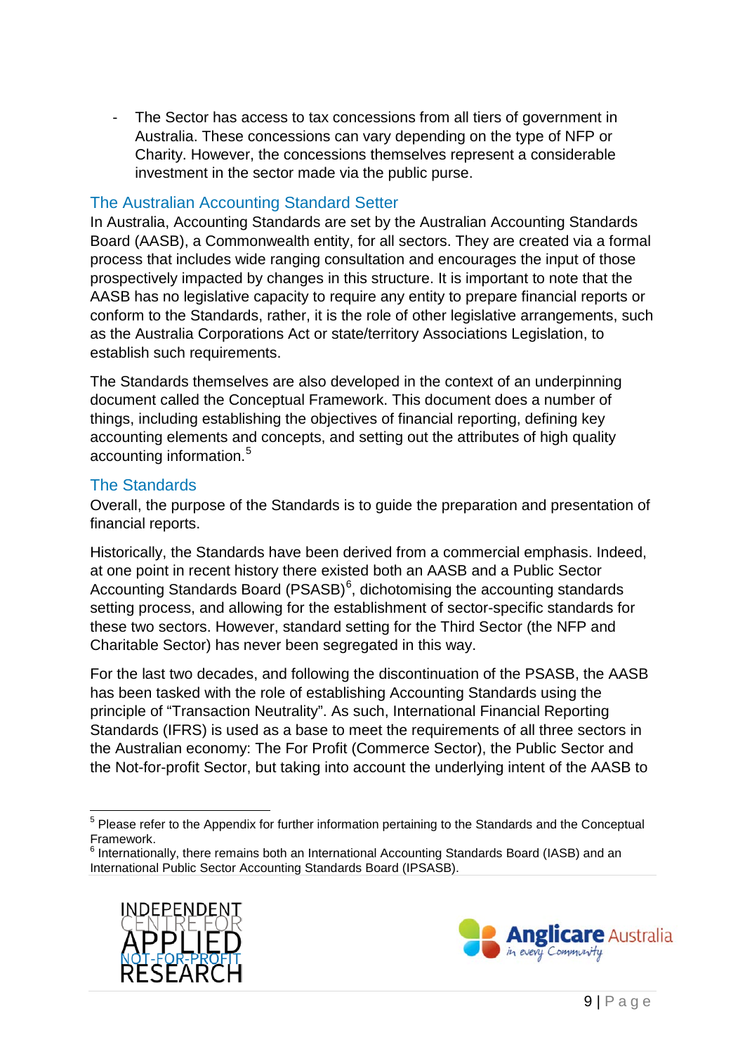- The Sector has access to tax concessions from all tiers of government in Australia. These concessions can vary depending on the type of NFP or Charity. However, the concessions themselves represent a considerable investment in the sector made via the public purse.

## The Australian Accounting Standard Setter

In Australia, Accounting Standards are set by the Australian Accounting Standards Board (AASB), a Commonwealth entity, for all sectors. They are created via a formal process that includes wide ranging consultation and encourages the input of those prospectively impacted by changes in this structure. It is important to note that the AASB has no legislative capacity to require any entity to prepare financial reports or conform to the Standards, rather, it is the role of other legislative arrangements, such as the Australia Corporations Act or state/territory Associations Legislation, to establish such requirements.

The Standards themselves are also developed in the context of an underpinning document called the Conceptual Framework. This document does a number of things, including establishing the objectives of financial reporting, defining key accounting elements and concepts, and setting out the attributes of high quality accounting information.[5]

## The Standards

Overall, the purpose of the Standards is to guide the preparation and presentation of financial reports.

Historically, the Standards have been derived from a commercial emphasis. Indeed, at one point in recent history there existed both an AASB and a Public Sector Accounting Standards Board (PSASB)[6], dichotomising the accounting standards setting process, and allowing for the establishment of sector-specific standards for these two sectors. However, standard setting for the Third Sector (the NFP and Charitable Sector) has never been segregated in this way.

For the last two decades, and following the discontinuation of the PSASB, the AASB has been tasked with the role of establishing Accounting Standards using the principle of "Transaction Neutrality". As such, International Financial Reporting Standards (IFRS) is used as a base to meet the requirements of all three sectors in the Australian economy: The For Profit (Commerce Sector), the Public Sector and the Not-for-profit Sector, but taking into account the underlying intent of the AASB to

---

[5] Please refer to the Appendix for further information pertaining to the Standards and the Conceptual Framework.

[6] Internationally, there remains both an International Accounting Standards Board (IASB) and an International Public Sector Accounting Standards Board (IPSASB).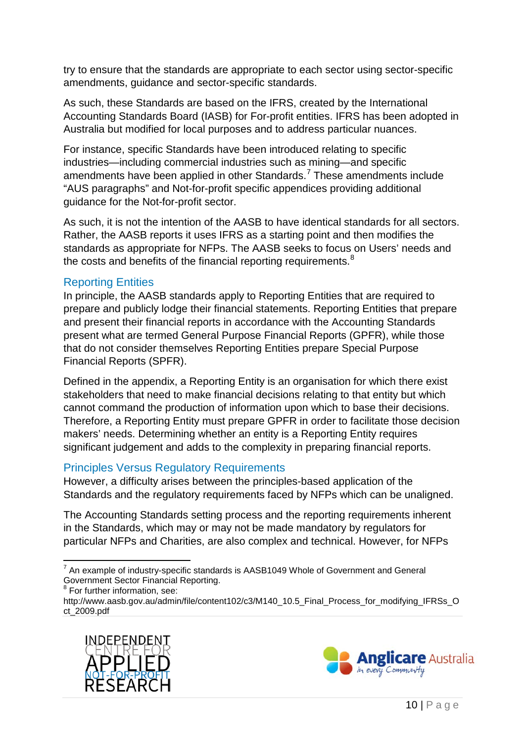try to ensure that the standards are appropriate to each sector using sector-specific amendments, guidance and sector-specific standards.

As such, these Standards are based on the IFRS, created by the International Accounting Standards Board (IASB) for For-profit entities. IFRS has been adopted in Australia but modified for local purposes and to address particular nuances.

For instance, specific Standards have been introduced relating to specific industries—including commercial industries such as mining—and specific amendments have been applied in other Standards.[7] These amendments include "AUS paragraphs" and Not-for-profit specific appendices providing additional guidance for the Not-for-profit sector.

As such, it is not the intention of the AASB to have identical standards for all sectors. Rather, the AASB reports it uses IFRS as a starting point and then modifies the standards as appropriate for NFPs. The AASB seeks to focus on Users' needs and the costs and benefits of the financial reporting requirements.[8]

### Reporting Entities

In principle, the AASB standards apply to Reporting Entities that are required to prepare and publicly lodge their financial statements. Reporting Entities that prepare and present their financial reports in accordance with the Accounting Standards present what are termed General Purpose Financial Reports (GPFR), while those that do not consider themselves Reporting Entities prepare Special Purpose Financial Reports (SPFR).

Defined in the appendix, a Reporting Entity is an organisation for which there exist stakeholders that need to make financial decisions relating to that entity but which cannot command the production of information upon which to base their decisions. Therefore, a Reporting Entity must prepare GPFR in order to facilitate those decision makers' needs. Determining whether an entity is a Reporting Entity requires significant judgement and adds to the complexity in preparing financial reports.

### Principles Versus Regulatory Requirements

However, a difficulty arises between the principles-based application of the Standards and the regulatory requirements faced by NFPs which can be unaligned.

The Accounting Standards setting process and the reporting requirements inherent in the Standards, which may or may not be made mandatory by regulators for particular NFPs and Charities, are also complex and technical. However, for NFPs

---

[7] An example of industry-specific standards is AASB1049 Whole of Government and General Government Sector Financial Reporting.

[8] For further information, see: http://www.aasb.gov.au/admin/file/content102/c3/M140_10.5_Final_Process_for_modifying_IFRSs_Oct_2009.pdf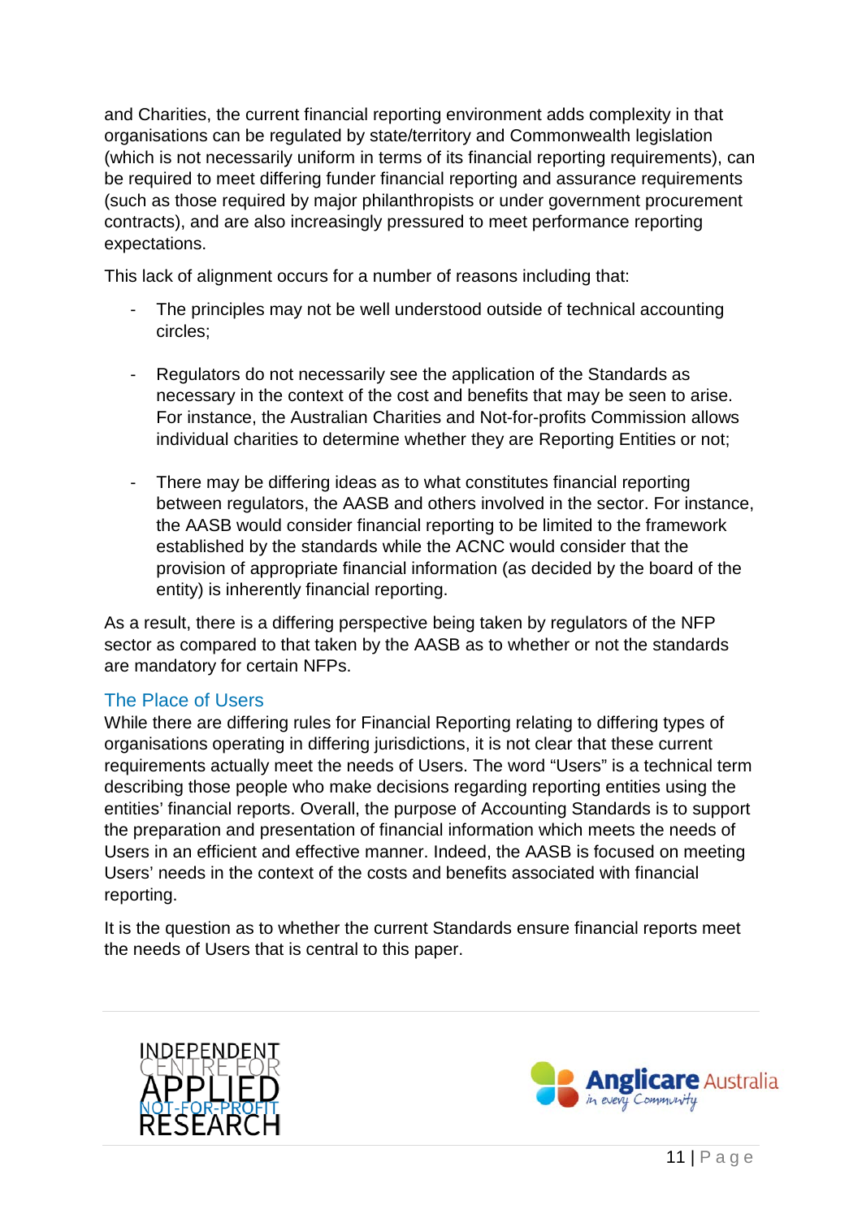and Charities, the current financial reporting environment adds complexity in that organisations can be regulated by state/territory and Commonwealth legislation (which is not necessarily uniform in terms of its financial reporting requirements), can be required to meet differing funder financial reporting and assurance requirements (such as those required by major philanthropists or under government procurement contracts), and are also increasingly pressured to meet performance reporting expectations.

This lack of alignment occurs for a number of reasons including that:

- The principles may not be well understood outside of technical accounting circles;
- Regulators do not necessarily see the application of the Standards as necessary in the context of the cost and benefits that may be seen to arise. For instance, the Australian Charities and Not-for-profits Commission allows individual charities to determine whether they are Reporting Entities or not;
- There may be differing ideas as to what constitutes financial reporting between regulators, the AASB and others involved in the sector. For instance, the AASB would consider financial reporting to be limited to the framework established by the standards while the ACNC would consider that the provision of appropriate financial information (as decided by the board of the entity) is inherently financial reporting.

As a result, there is a differing perspective being taken by regulators of the NFP sector as compared to that taken by the AASB as to whether or not the standards are mandatory for certain NFPs.

## The Place of Users

While there are differing rules for Financial Reporting relating to differing types of organisations operating in differing jurisdictions, it is not clear that these current requirements actually meet the needs of Users. The word "Users" is a technical term describing those people who make decisions regarding reporting entities using the entities' financial reports. Overall, the purpose of Accounting Standards is to support the preparation and presentation of financial information which meets the needs of Users in an efficient and effective manner. Indeed, the AASB is focused on meeting Users' needs in the context of the costs and benefits associated with financial reporting.

It is the question as to whether the current Standards ensure financial reports meet the needs of Users that is central to this paper.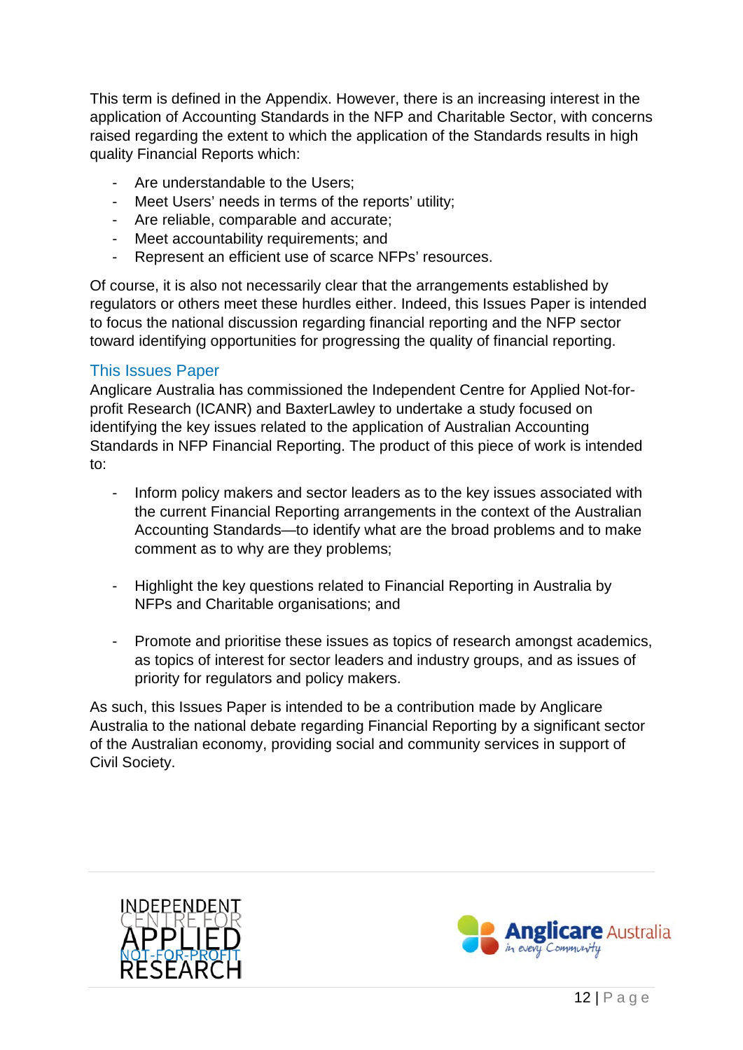This term is defined in the Appendix. However, there is an increasing interest in the application of Accounting Standards in the NFP and Charitable Sector, with concerns raised regarding the extent to which the application of the Standards results in high quality Financial Reports which:

- Are understandable to the Users;
- Meet Users' needs in terms of the reports' utility;
- Are reliable, comparable and accurate;
- Meet accountability requirements; and
- Represent an efficient use of scarce NFPs' resources.

Of course, it is also not necessarily clear that the arrangements established by regulators or others meet these hurdles either. Indeed, this Issues Paper is intended to focus the national discussion regarding financial reporting and the NFP sector toward identifying opportunities for progressing the quality of financial reporting.

## This Issues Paper

Anglicare Australia has commissioned the Independent Centre for Applied Not-for-profit Research (ICANR) and BaxterLawley to undertake a study focused on identifying the key issues related to the application of Australian Accounting Standards in NFP Financial Reporting. The product of this piece of work is intended to:

- Inform policy makers and sector leaders as to the key issues associated with the current Financial Reporting arrangements in the context of the Australian Accounting Standards—to identify what are the broad problems and to make comment as to why are they problems;

- Highlight the key questions related to Financial Reporting in Australia by NFPs and Charitable organisations; and

- Promote and prioritise these issues as topics of research amongst academics, as topics of interest for sector leaders and industry groups, and as issues of priority for regulators and policy makers.

As such, this Issues Paper is intended to be a contribution made by Anglicare Australia to the national debate regarding Financial Reporting by a significant sector of the Australian economy, providing social and community services in support of Civil Society.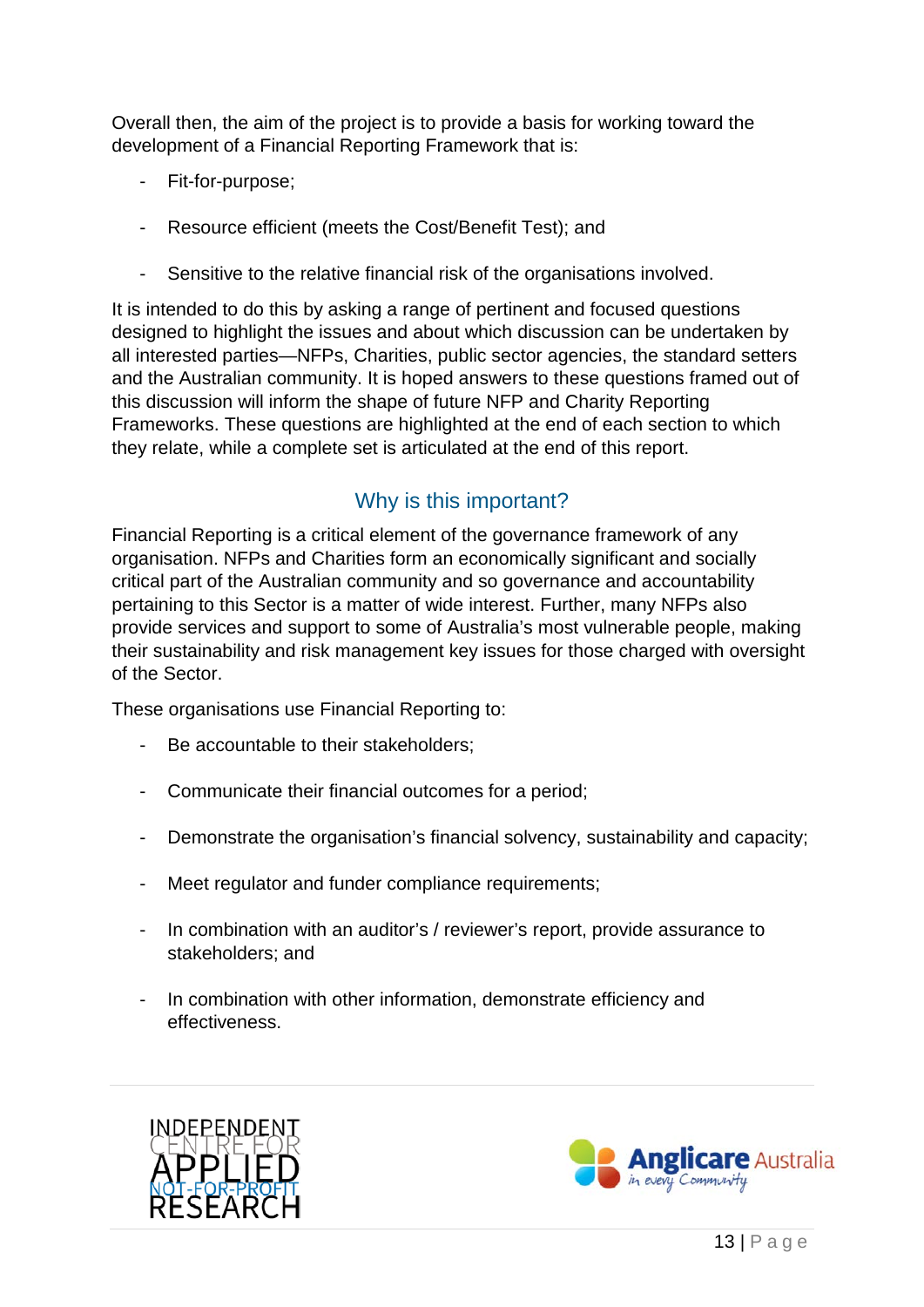Overall then, the aim of the project is to provide a basis for working toward the development of a Financial Reporting Framework that is:

- Fit-for-purpose;
- Resource efficient (meets the Cost/Benefit Test); and
- Sensitive to the relative financial risk of the organisations involved.

It is intended to do this by asking a range of pertinent and focused questions designed to highlight the issues and about which discussion can be undertaken by all interested parties—NFPs, Charities, public sector agencies, the standard setters and the Australian community. It is hoped answers to these questions framed out of this discussion will inform the shape of future NFP and Charity Reporting Frameworks. These questions are highlighted at the end of each section to which they relate, while a complete set is articulated at the end of this report.

## Why is this important?

Financial Reporting is a critical element of the governance framework of any organisation. NFPs and Charities form an economically significant and socially critical part of the Australian community and so governance and accountability pertaining to this Sector is a matter of wide interest. Further, many NFPs also provide services and support to some of Australia's most vulnerable people, making their sustainability and risk management key issues for those charged with oversight of the Sector.

These organisations use Financial Reporting to:

- Be accountable to their stakeholders;
- Communicate their financial outcomes for a period;
- Demonstrate the organisation's financial solvency, sustainability and capacity;
- Meet regulator and funder compliance requirements;
- In combination with an auditor's / reviewer's report, provide assurance to stakeholders; and
- In combination with other information, demonstrate efficiency and effectiveness.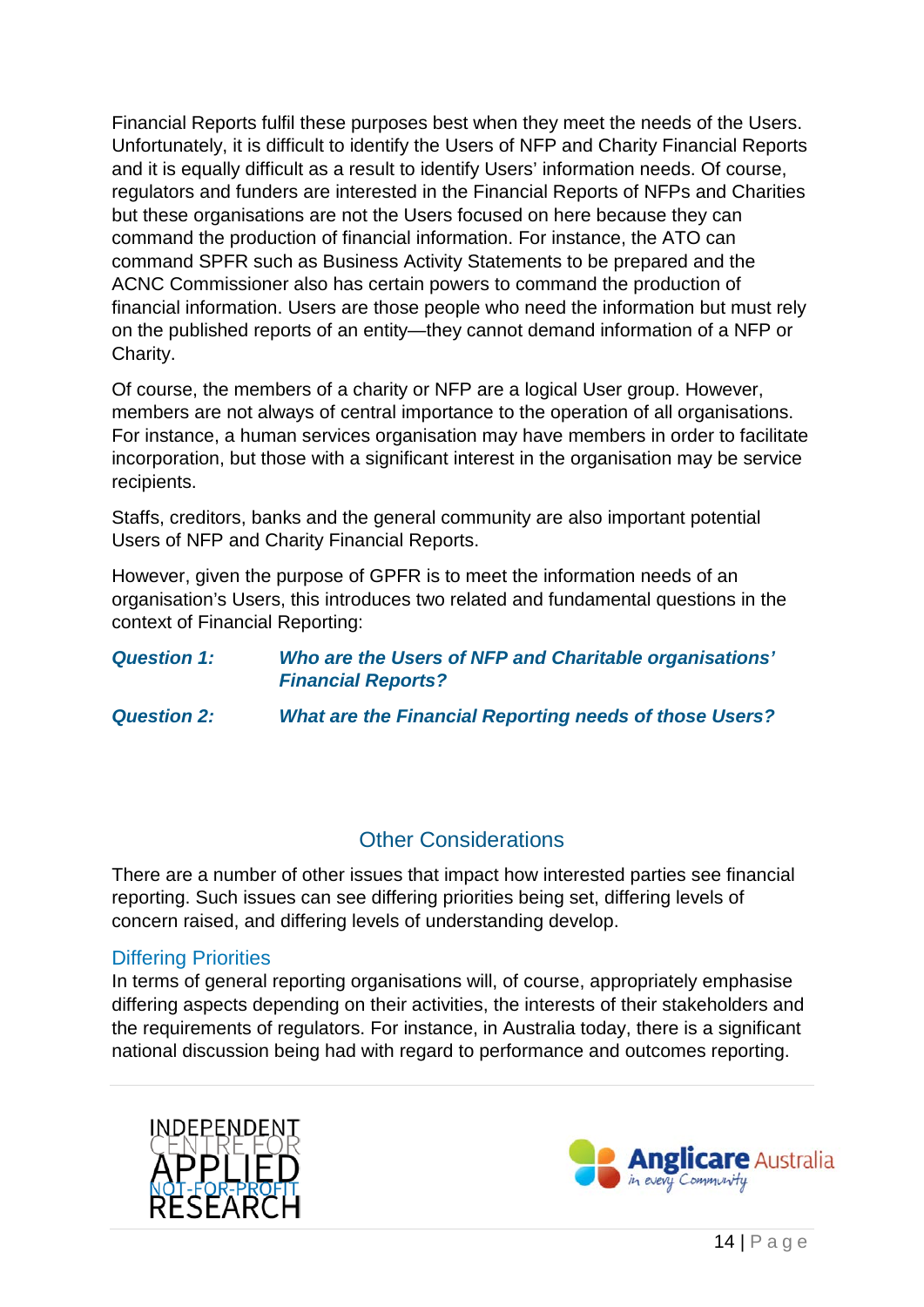Financial Reports fulfil these purposes best when they meet the needs of the Users. Unfortunately, it is difficult to identify the Users of NFP and Charity Financial Reports and it is equally difficult as a result to identify Users' information needs. Of course, regulators and funders are interested in the Financial Reports of NFPs and Charities but these organisations are not the Users focused on here because they can command the production of financial information. For instance, the ATO can command SPFR such as Business Activity Statements to be prepared and the ACNC Commissioner also has certain powers to command the production of financial information. Users are those people who need the information but must rely on the published reports of an entity—they cannot demand information of a NFP or Charity.

Of course, the members of a charity or NFP are a logical User group. However, members are not always of central importance to the operation of all organisations. For instance, a human services organisation may have members in order to facilitate incorporation, but those with a significant interest in the organisation may be service recipients.

Staffs, creditors, banks and the general community are also important potential Users of NFP and Charity Financial Reports.

However, given the purpose of GPFR is to meet the information needs of an organisation's Users, this introduces two related and fundamental questions in the context of Financial Reporting:

***Question 1:*** ***Who are the Users of NFP and Charitable organisations' Financial Reports?***

***Question 2:*** ***What are the Financial Reporting needs of those Users?***

## Other Considerations

There are a number of other issues that impact how interested parties see financial reporting. Such issues can see differing priorities being set, differing levels of concern raised, and differing levels of understanding develop.

### Differing Priorities

In terms of general reporting organisations will, of course, appropriately emphasise differing aspects depending on their activities, the interests of their stakeholders and the requirements of regulators. For instance, in Australia today, there is a significant national discussion being had with regard to performance and outcomes reporting.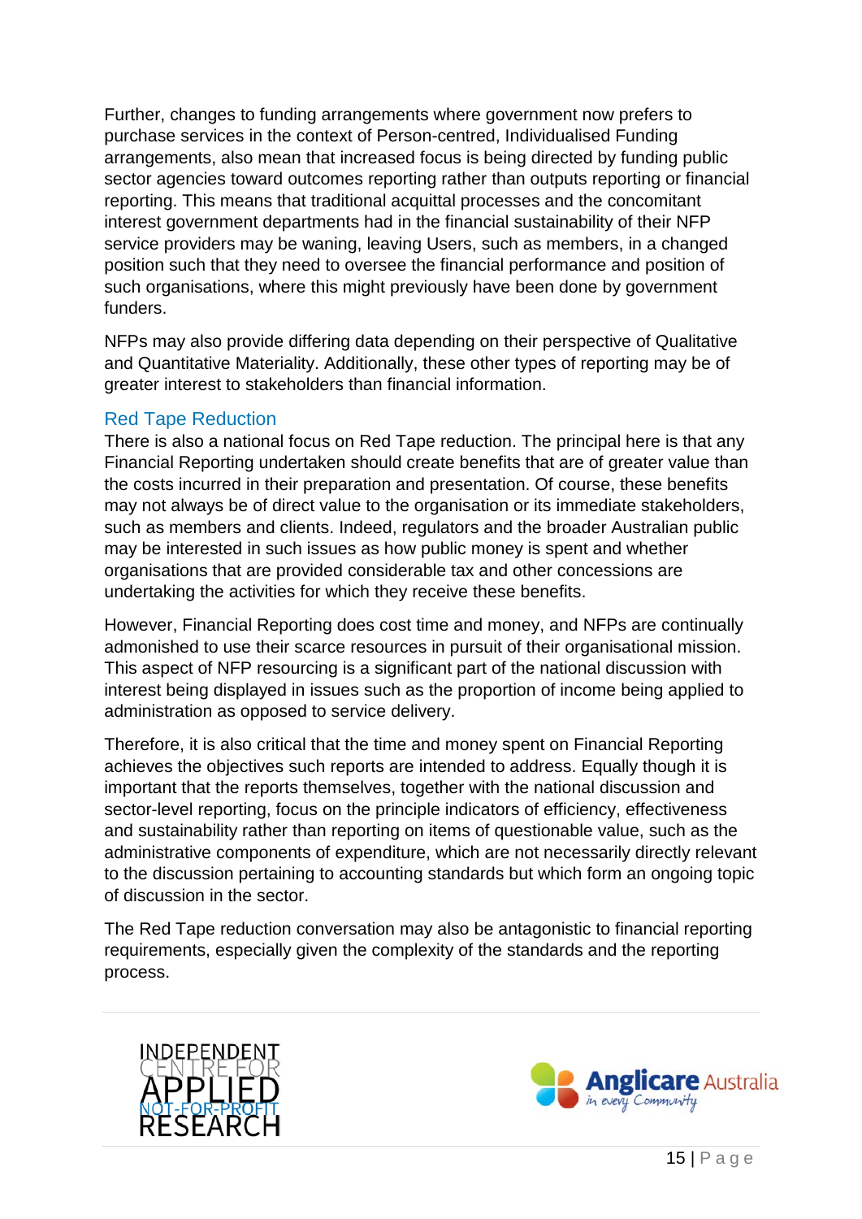Further, changes to funding arrangements where government now prefers to purchase services in the context of Person-centred, Individualised Funding arrangements, also mean that increased focus is being directed by funding public sector agencies toward outcomes reporting rather than outputs reporting or financial reporting. This means that traditional acquittal processes and the concomitant interest government departments had in the financial sustainability of their NFP service providers may be waning, leaving Users, such as members, in a changed position such that they need to oversee the financial performance and position of such organisations, where this might previously have been done by government funders.

NFPs may also provide differing data depending on their perspective of Qualitative and Quantitative Materiality. Additionally, these other types of reporting may be of greater interest to stakeholders than financial information.

## Red Tape Reduction

There is also a national focus on Red Tape reduction. The principal here is that any Financial Reporting undertaken should create benefits that are of greater value than the costs incurred in their preparation and presentation. Of course, these benefits may not always be of direct value to the organisation or its immediate stakeholders, such as members and clients. Indeed, regulators and the broader Australian public may be interested in such issues as how public money is spent and whether organisations that are provided considerable tax and other concessions are undertaking the activities for which they receive these benefits.

However, Financial Reporting does cost time and money, and NFPs are continually admonished to use their scarce resources in pursuit of their organisational mission. This aspect of NFP resourcing is a significant part of the national discussion with interest being displayed in issues such as the proportion of income being applied to administration as opposed to service delivery.

Therefore, it is also critical that the time and money spent on Financial Reporting achieves the objectives such reports are intended to address. Equally though it is important that the reports themselves, together with the national discussion and sector-level reporting, focus on the principle indicators of efficiency, effectiveness and sustainability rather than reporting on items of questionable value, such as the administrative components of expenditure, which are not necessarily directly relevant to the discussion pertaining to accounting standards but which form an ongoing topic of discussion in the sector.

The Red Tape reduction conversation may also be antagonistic to financial reporting requirements, especially given the complexity of the standards and the reporting process.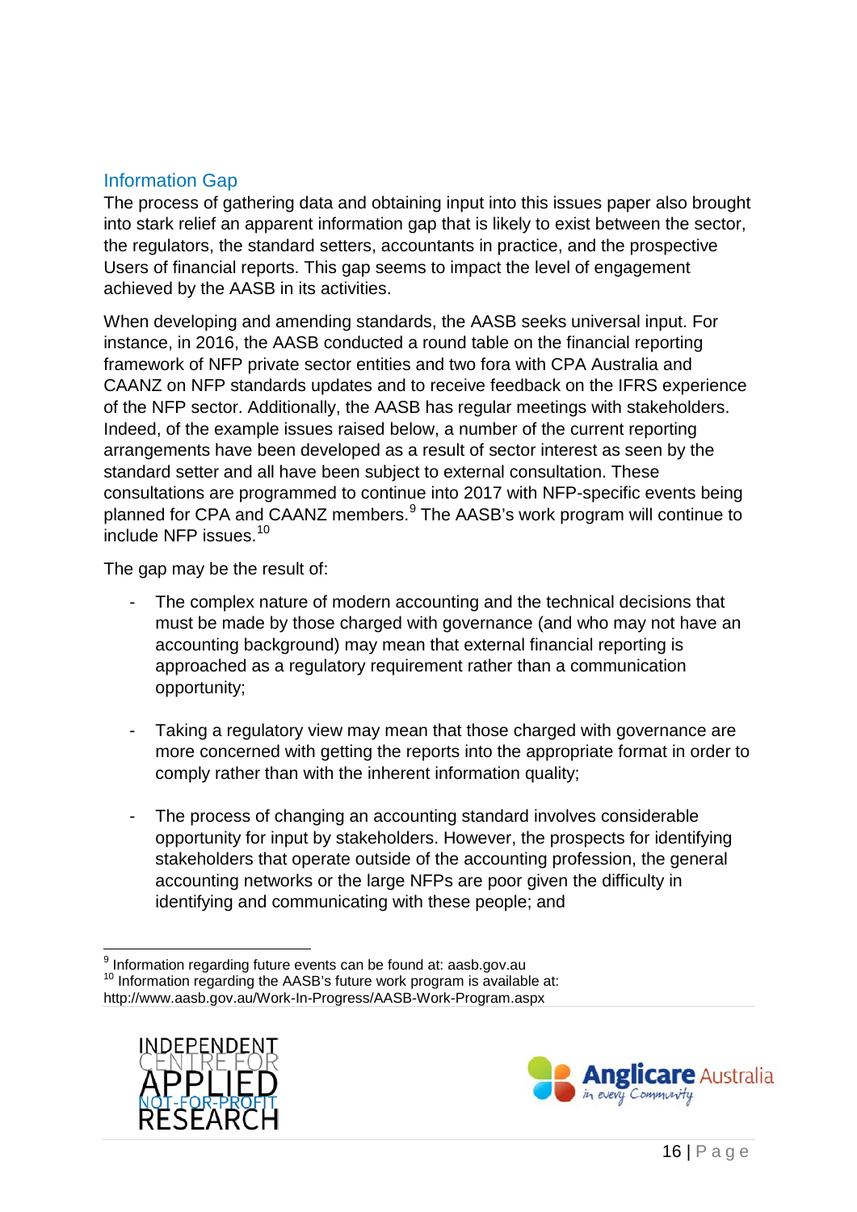## Information Gap

The process of gathering data and obtaining input into this issues paper also brought into stark relief an apparent information gap that is likely to exist between the sector, the regulators, the standard setters, accountants in practice, and the prospective Users of financial reports. This gap seems to impact the level of engagement achieved by the AASB in its activities.

When developing and amending standards, the AASB seeks universal input. For instance, in 2016, the AASB conducted a round table on the financial reporting framework of NFP private sector entities and two fora with CPA Australia and CAANZ on NFP standards updates and to receive feedback on the IFRS experience of the NFP sector. Additionally, the AASB has regular meetings with stakeholders. Indeed, of the example issues raised below, a number of the current reporting arrangements have been developed as a result of sector interest as seen by the standard setter and all have been subject to external consultation. These consultations are programmed to continue into 2017 with NFP-specific events being planned for CPA and CAANZ members.[9] The AASB's work program will continue to include NFP issues.[10]

The gap may be the result of:

- The complex nature of modern accounting and the technical decisions that must be made by those charged with governance (and who may not have an accounting background) may mean that external financial reporting is approached as a regulatory requirement rather than a communication opportunity;
- Taking a regulatory view may mean that those charged with governance are more concerned with getting the reports into the appropriate format in order to comply rather than with the inherent information quality;
- The process of changing an accounting standard involves considerable opportunity for input by stakeholders. However, the prospects for identifying stakeholders that operate outside of the accounting profession, the general accounting networks or the large NFPs are poor given the difficulty in identifying and communicating with these people; and

---

[9] Information regarding future events can be found at: aasb.gov.au

[10] Information regarding the AASB's future work program is available at: http://www.aasb.gov.au/Work-In-Progress/AASB-Work-Program.aspx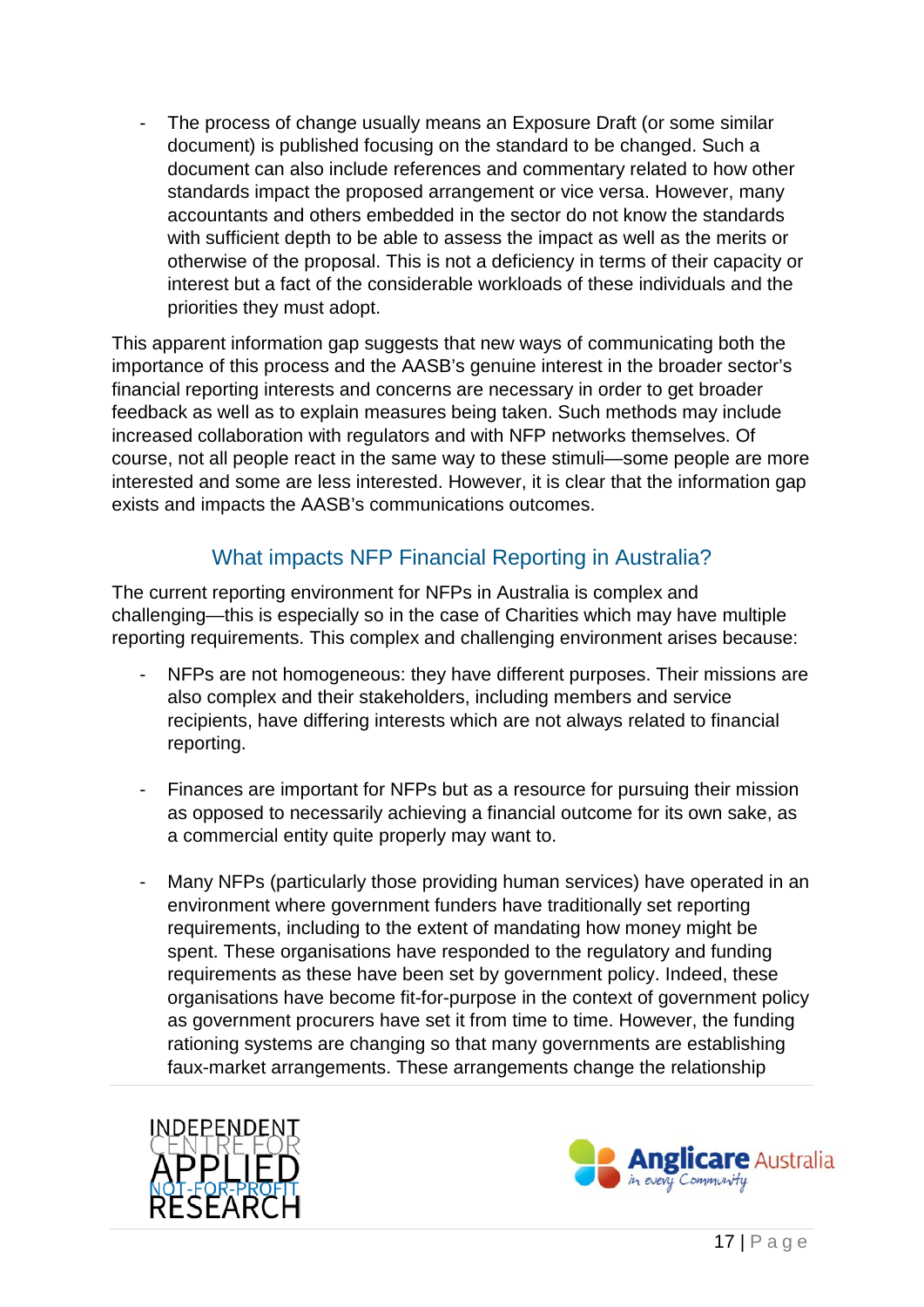- The process of change usually means an Exposure Draft (or some similar document) is published focusing on the standard to be changed. Such a document can also include references and commentary related to how other standards impact the proposed arrangement or vice versa. However, many accountants and others embedded in the sector do not know the standards with sufficient depth to be able to assess the impact as well as the merits or otherwise of the proposal. This is not a deficiency in terms of their capacity or interest but a fact of the considerable workloads of these individuals and the priorities they must adopt.

This apparent information gap suggests that new ways of communicating both the importance of this process and the AASB's genuine interest in the broader sector's financial reporting interests and concerns are necessary in order to get broader feedback as well as to explain measures being taken. Such methods may include increased collaboration with regulators and with NFP networks themselves. Of course, not all people react in the same way to these stimuli—some people are more interested and some are less interested. However, it is clear that the information gap exists and impacts the AASB's communications outcomes.

## What impacts NFP Financial Reporting in Australia?

The current reporting environment for NFPs in Australia is complex and challenging—this is especially so in the case of Charities which may have multiple reporting requirements. This complex and challenging environment arises because:

- NFPs are not homogeneous: they have different purposes. Their missions are also complex and their stakeholders, including members and service recipients, have differing interests which are not always related to financial reporting.

- Finances are important for NFPs but as a resource for pursuing their mission as opposed to necessarily achieving a financial outcome for its own sake, as a commercial entity quite properly may want to.

- Many NFPs (particularly those providing human services) have operated in an environment where government funders have traditionally set reporting requirements, including to the extent of mandating how money might be spent. These organisations have responded to the regulatory and funding requirements as these have been set by government policy. Indeed, these organisations have become fit-for-purpose in the context of government policy as government procurers have set it from time to time. However, the funding rationing systems are changing so that many governments are establishing faux-market arrangements. These arrangements change the relationship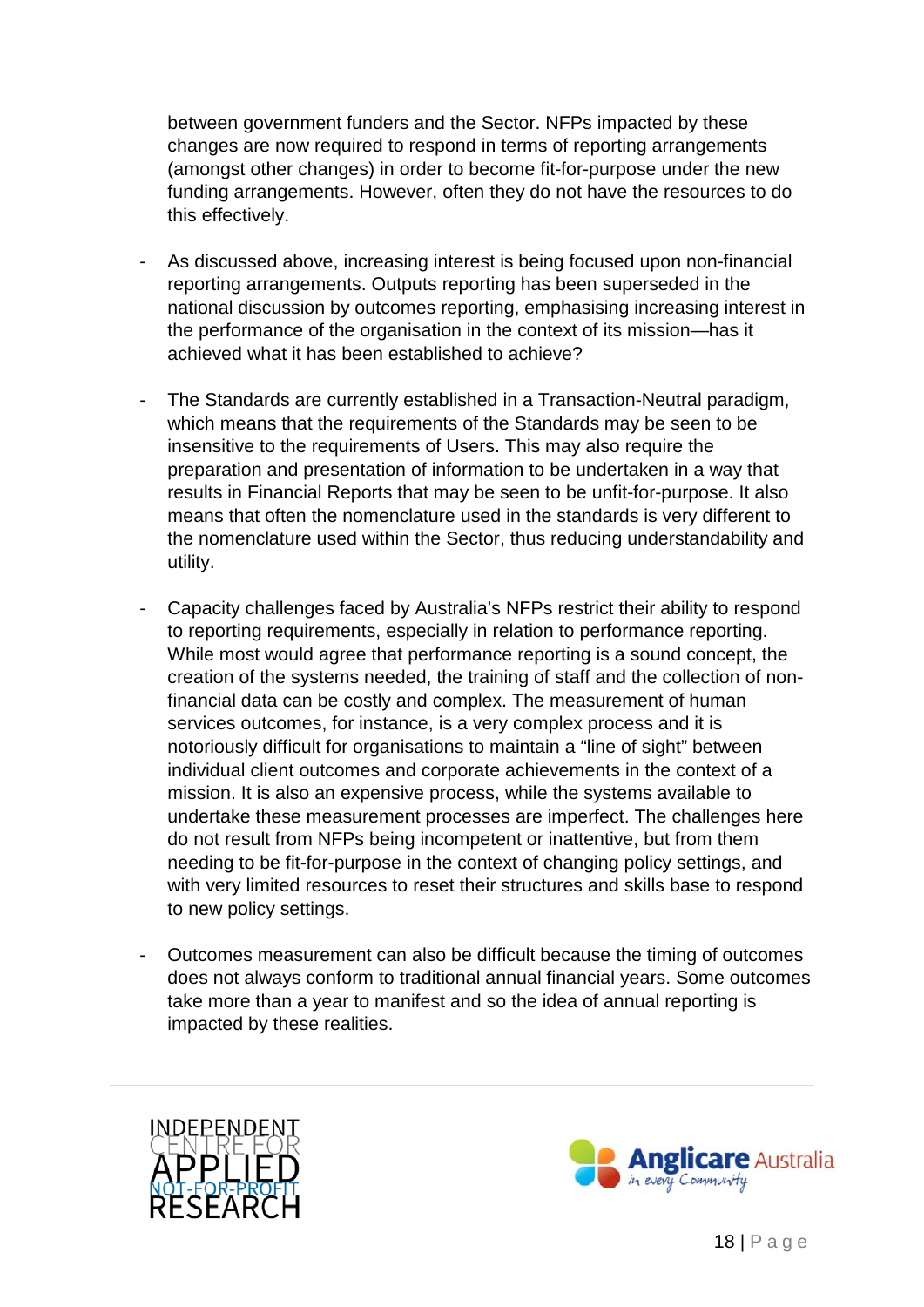between government funders and the Sector. NFPs impacted by these changes are now required to respond in terms of reporting arrangements (amongst other changes) in order to become fit-for-purpose under the new funding arrangements. However, often they do not have the resources to do this effectively.

- As discussed above, increasing interest is being focused upon non-financial reporting arrangements. Outputs reporting has been superseded in the national discussion by outcomes reporting, emphasising increasing interest in the performance of the organisation in the context of its mission—has it achieved what it has been established to achieve?

- The Standards are currently established in a Transaction-Neutral paradigm, which means that the requirements of the Standards may be seen to be insensitive to the requirements of Users. This may also require the preparation and presentation of information to be undertaken in a way that results in Financial Reports that may be seen to be unfit-for-purpose. It also means that often the nomenclature used in the standards is very different to the nomenclature used within the Sector, thus reducing understandability and utility.

- Capacity challenges faced by Australia's NFPs restrict their ability to respond to reporting requirements, especially in relation to performance reporting. While most would agree that performance reporting is a sound concept, the creation of the systems needed, the training of staff and the collection of non-financial data can be costly and complex. The measurement of human services outcomes, for instance, is a very complex process and it is notoriously difficult for organisations to maintain a "line of sight" between individual client outcomes and corporate achievements in the context of a mission. It is also an expensive process, while the systems available to undertake these measurement processes are imperfect. The challenges here do not result from NFPs being incompetent or inattentive, but from them needing to be fit-for-purpose in the context of changing policy settings, and with very limited resources to reset their structures and skills base to respond to new policy settings.

- Outcomes measurement can also be difficult because the timing of outcomes does not always conform to traditional annual financial years. Some outcomes take more than a year to manifest and so the idea of annual reporting is impacted by these realities.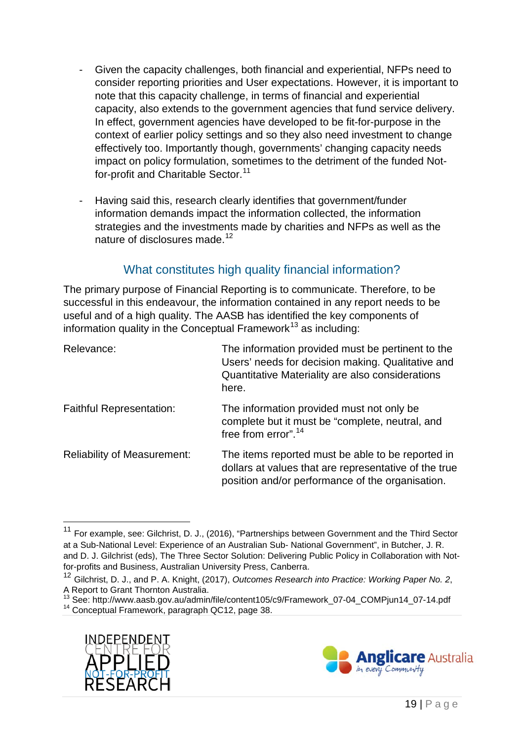- Given the capacity challenges, both financial and experiential, NFPs need to consider reporting priorities and User expectations. However, it is important to note that this capacity challenge, in terms of financial and experiential capacity, also extends to the government agencies that fund service delivery. In effect, government agencies have developed to be fit-for-purpose in the context of earlier policy settings and so they also need investment to change effectively too. Importantly though, governments' changing capacity needs impact on policy formulation, sometimes to the detriment of the funded Not-for-profit and Charitable Sector.[11]

- Having said this, research clearly identifies that government/funder information demands impact the information collected, the information strategies and the investments made by charities and NFPs as well as the nature of disclosures made.[12]

## What constitutes high quality financial information?

The primary purpose of Financial Reporting is to communicate. Therefore, to be successful in this endeavour, the information contained in any report needs to be useful and of a high quality. The AASB has identified the key components of information quality in the Conceptual Framework[13] as including:

| | |
|---|---|
| Relevance: | The information provided must be pertinent to the Users' needs for decision making. Qualitative and Quantitative Materiality are also considerations here. |
| Faithful Representation: | The information provided must not only be complete but it must be "complete, neutral, and free from error".[14] |
| Reliability of Measurement: | The items reported must be able to be reported in dollars at values that are representative of the true position and/or performance of the organisation. |

[11] For example, see: Gilchrist, D. J., (2016), "Partnerships between Government and the Third Sector at a Sub-National Level: Experience of an Australian Sub- National Government", in Butcher, J. R. and D. J. Gilchrist (eds), The Three Sector Solution: Delivering Public Policy in Collaboration with Not-for-profits and Business, Australian University Press, Canberra.

[12] Gilchrist, D. J., and P. A. Knight, (2017), *Outcomes Research into Practice: Working Paper No. 2*, A Report to Grant Thornton Australia.

[13] See: http://www.aasb.gov.au/admin/file/content105/c9/Framework_07-04_COMPjun14_07-14.pdf

[14] Conceptual Framework, paragraph QC12, page 38.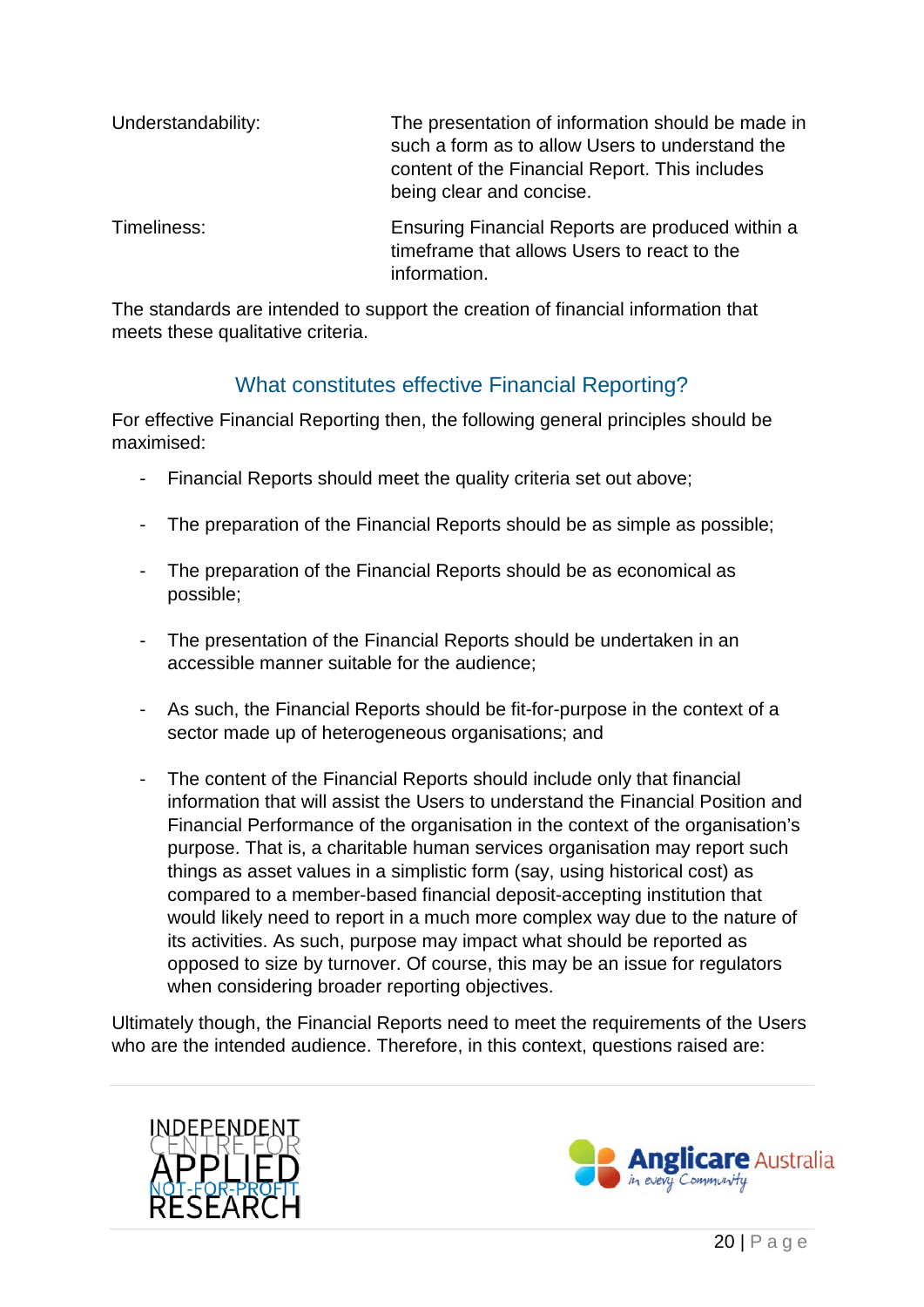| | |
|---|---|
| Understandability: | The presentation of information should be made in such a form as to allow Users to understand the content of the Financial Report. This includes being clear and concise. |
| Timeliness: | Ensuring Financial Reports are produced within a timeframe that allows Users to react to the information. |

The standards are intended to support the creation of financial information that meets these qualitative criteria.

## What constitutes effective Financial Reporting?

For effective Financial Reporting then, the following general principles should be maximised:

- Financial Reports should meet the quality criteria set out above;
- The preparation of the Financial Reports should be as simple as possible;
- The preparation of the Financial Reports should be as economical as possible;
- The presentation of the Financial Reports should be undertaken in an accessible manner suitable for the audience;
- As such, the Financial Reports should be fit-for-purpose in the context of a sector made up of heterogeneous organisations; and
- The content of the Financial Reports should include only that financial information that will assist the Users to understand the Financial Position and Financial Performance of the organisation in the context of the organisation's purpose. That is, a charitable human services organisation may report such things as asset values in a simplistic form (say, using historical cost) as compared to a member-based financial deposit-accepting institution that would likely need to report in a much more complex way due to the nature of its activities. As such, purpose may impact what should be reported as opposed to size by turnover. Of course, this may be an issue for regulators when considering broader reporting objectives.

Ultimately though, the Financial Reports need to meet the requirements of the Users who are the intended audience. Therefore, in this context, questions raised are: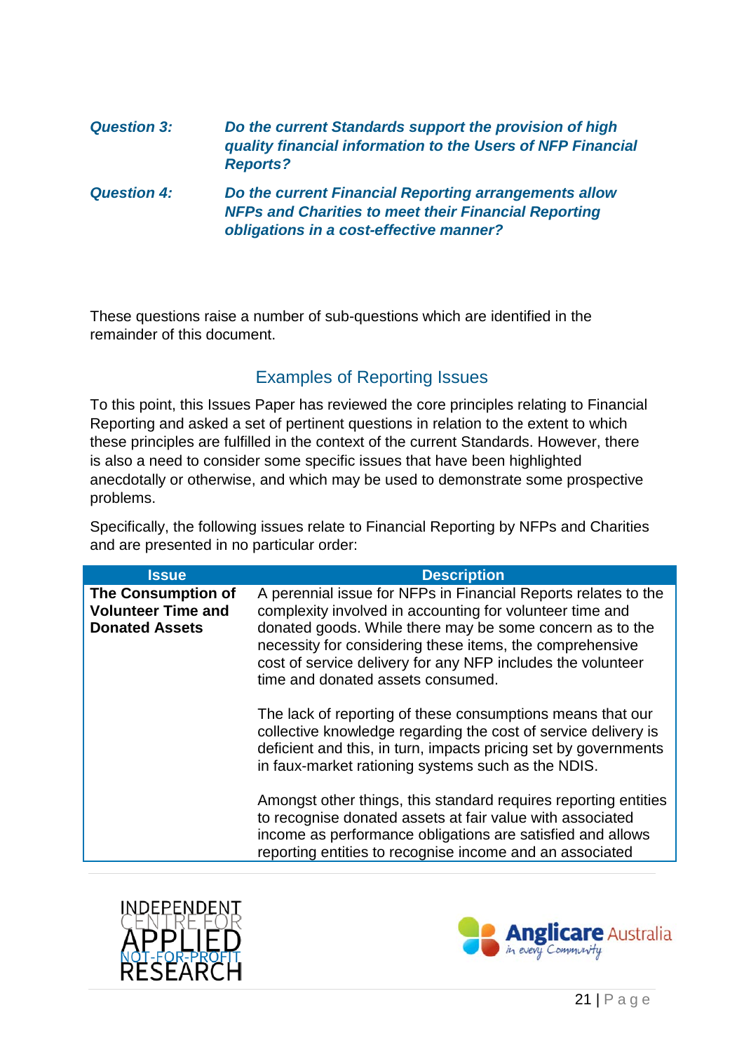| | |
|---|---|
| ***Question 3:*** | ***Do the current Standards support the provision of high quality financial information to the Users of NFP Financial Reports?*** |
| ***Question 4:*** | ***Do the current Financial Reporting arrangements allow NFPs and Charities to meet their Financial Reporting obligations in a cost-effective manner?*** |

These questions raise a number of sub-questions which are identified in the remainder of this document.

## Examples of Reporting Issues

To this point, this Issues Paper has reviewed the core principles relating to Financial Reporting and asked a set of pertinent questions in relation to the extent to which these principles are fulfilled in the context of the current Standards. However, there is also a need to consider some specific issues that have been highlighted anecdotally or otherwise, and which may be used to demonstrate some prospective problems.

Specifically, the following issues relate to Financial Reporting by NFPs and Charities and are presented in no particular order:

| Issue | Description |
|---|---|
| **The Consumption of Volunteer Time and Donated Assets** | A perennial issue for NFPs in Financial Reports relates to the complexity involved in accounting for volunteer time and donated goods. While there may be some concern as to the necessity for considering these items, the comprehensive cost of service delivery for any NFP includes the volunteer time and donated assets consumed.<br><br>The lack of reporting of these consumptions means that our collective knowledge regarding the cost of service delivery is deficient and this, in turn, impacts pricing set by governments in faux-market rationing systems such as the NDIS.<br><br>Amongst other things, this standard requires reporting entities to recognise donated assets at fair value with associated income as performance obligations are satisfied and allows reporting entities to recognise income and an associated |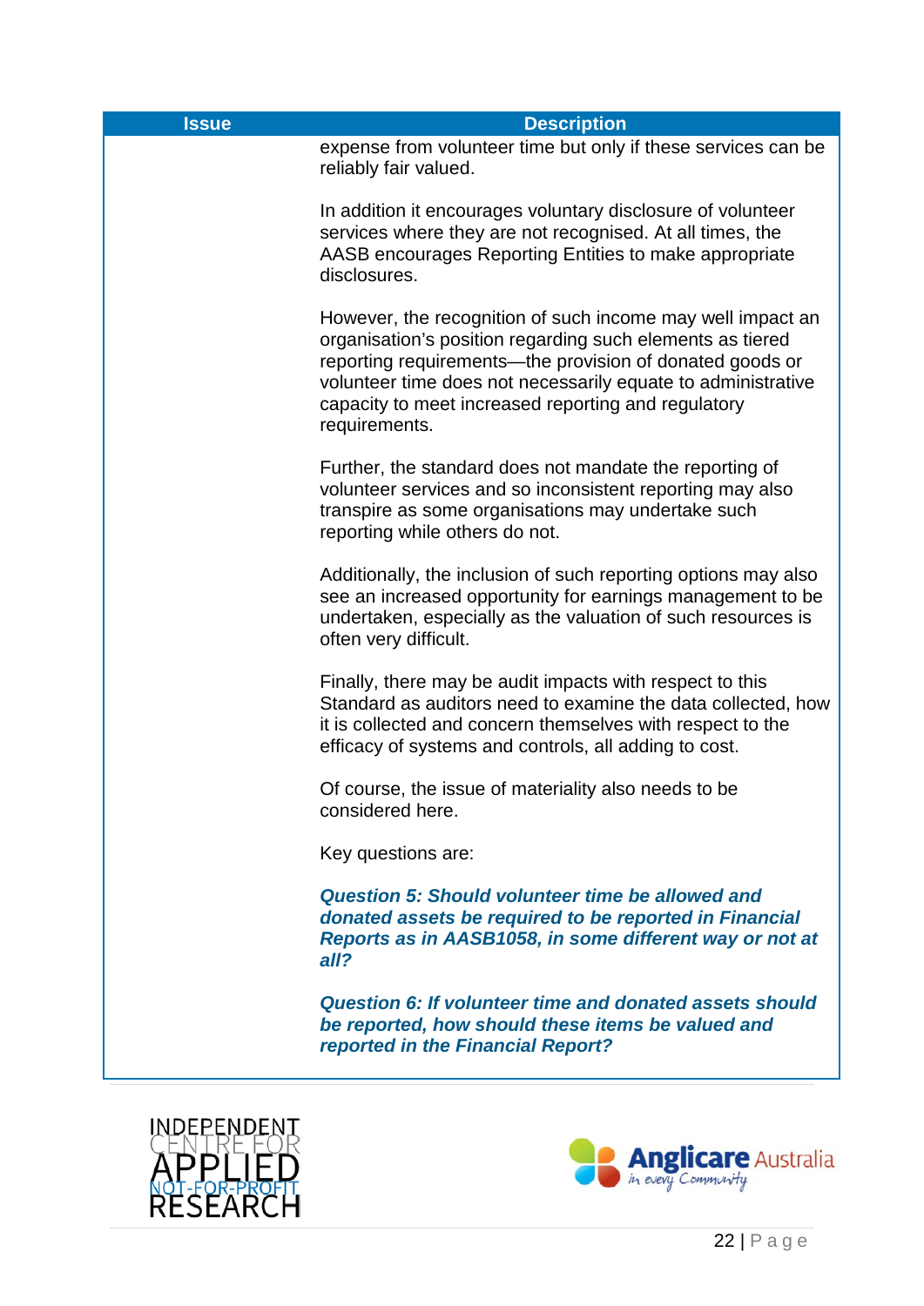| Issue | Description |
| --- | --- |
| | expense from volunteer time but only if these services can be reliably fair valued.<br><br>In addition it encourages voluntary disclosure of volunteer services where they are not recognised. At all times, the AASB encourages Reporting Entities to make appropriate disclosures.<br><br>However, the recognition of such income may well impact an organisation's position regarding such elements as tiered reporting requirements—the provision of donated goods or volunteer time does not necessarily equate to administrative capacity to meet increased reporting and regulatory requirements.<br><br>Further, the standard does not mandate the reporting of volunteer services and so inconsistent reporting may also transpire as some organisations may undertake such reporting while others do not.<br><br>Additionally, the inclusion of such reporting options may also see an increased opportunity for earnings management to be undertaken, especially as the valuation of such resources is often very difficult.<br><br>Finally, there may be audit impacts with respect to this Standard as auditors need to examine the data collected, how it is collected and concern themselves with respect to the efficacy of systems and controls, all adding to cost.<br><br>Of course, the issue of materiality also needs to be considered here.<br><br>Key questions are:<br><br>***Question 5: Should volunteer time be allowed and donated assets be required to be reported in Financial Reports as in AASB1058, in some different way or not at all?***<br><br>***Question 6: If volunteer time and donated assets should be reported, how should these items be valued and reported in the Financial Report?*** |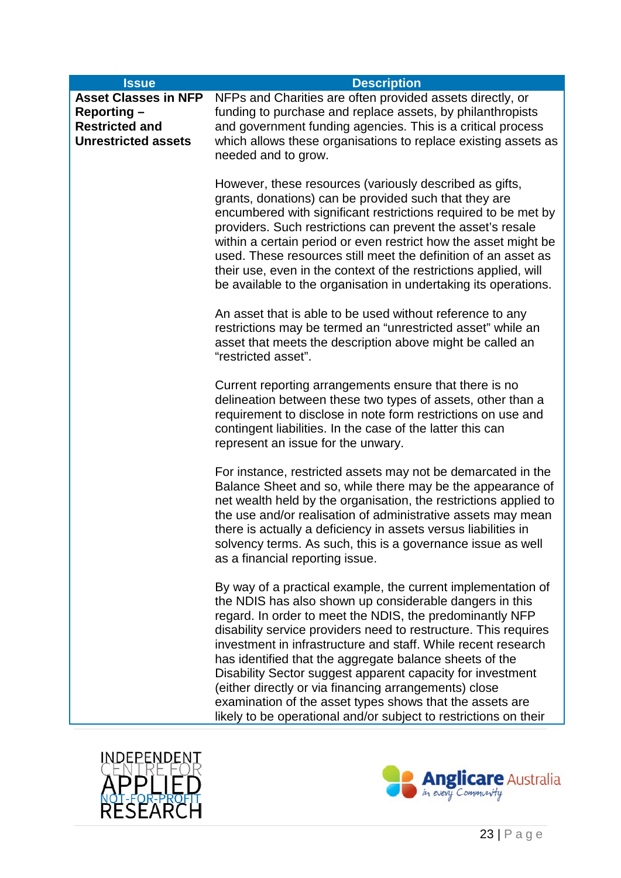| Issue | Description |
|---|---|
| **Asset Classes in NFP Reporting – Restricted and Unrestricted assets** | NFPs and Charities are often provided assets directly, or funding to purchase and replace assets, by philanthropists and government funding agencies. This is a critical process which allows these organisations to replace existing assets as needed and to grow.<br><br>However, these resources (variously described as gifts, grants, donations) can be provided such that they are encumbered with significant restrictions required to be met by providers. Such restrictions can prevent the asset's resale within a certain period or even restrict how the asset might be used. These resources still meet the definition of an asset as their use, even in the context of the restrictions applied, will be available to the organisation in undertaking its operations.<br><br>An asset that is able to be used without reference to any restrictions may be termed an "unrestricted asset" while an asset that meets the description above might be called an "restricted asset".<br><br>Current reporting arrangements ensure that there is no delineation between these two types of assets, other than a requirement to disclose in note form restrictions on use and contingent liabilities. In the case of the latter this can represent an issue for the unwary.<br><br>For instance, restricted assets may not be demarcated in the Balance Sheet and so, while there may be the appearance of net wealth held by the organisation, the restrictions applied to the use and/or realisation of administrative assets may mean there is actually a deficiency in assets versus liabilities in solvency terms. As such, this is a governance issue as well as a financial reporting issue.<br><br>By way of a practical example, the current implementation of the NDIS has also shown up considerable dangers in this regard. In order to meet the NDIS, the predominantly NFP disability service providers need to restructure. This requires investment in infrastructure and staff. While recent research has identified that the aggregate balance sheets of the Disability Sector suggest apparent capacity for investment (either directly or via financing arrangements) close examination of the asset types shows that the assets are likely to be operational and/or subject to restrictions on their |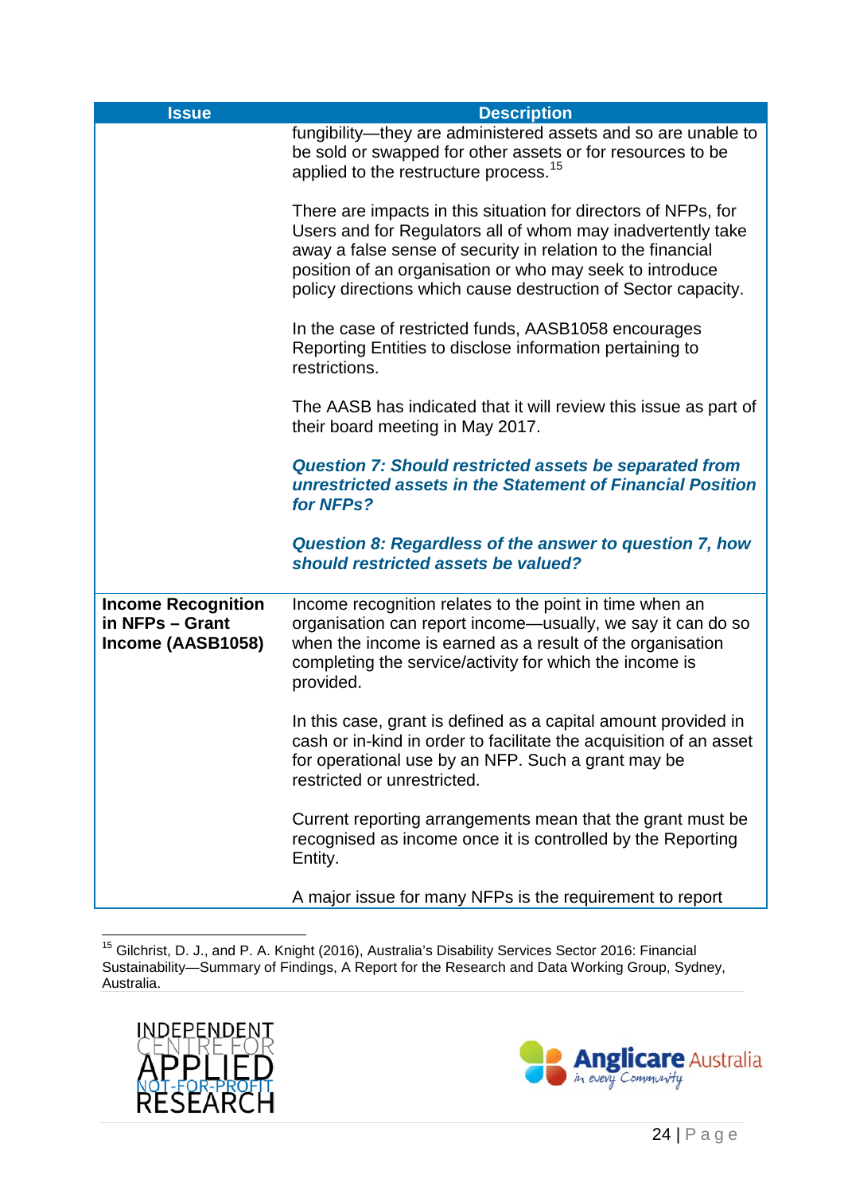| Issue | Description |
|---|---|
| | fungibility—they are administered assets and so are unable to be sold or swapped for other assets or for resources to be applied to the restructure process.[15]<br><br>There are impacts in this situation for directors of NFPs, for Users and for Regulators all of whom may inadvertently take away a false sense of security in relation to the financial position of an organisation or who may seek to introduce policy directions which cause destruction of Sector capacity.<br><br>In the case of restricted funds, AASB1058 encourages Reporting Entities to disclose information pertaining to restrictions.<br><br>The AASB has indicated that it will review this issue as part of their board meeting in May 2017.<br><br>***Question 7: Should restricted assets be separated from unrestricted assets in the Statement of Financial Position for NFPs?***<br><br>***Question 8: Regardless of the answer to question 7, how should restricted assets be valued?*** |
| **Income Recognition in NFPs – Grant Income (AASB1058)** | Income recognition relates to the point in time when an organisation can report income—usually, we say it can do so when the income is earned as a result of the organisation completing the service/activity for which the income is provided.<br><br>In this case, grant is defined as a capital amount provided in cash or in-kind in order to facilitate the acquisition of an asset for operational use by an NFP. Such a grant may be restricted or unrestricted.<br><br>Current reporting arrangements mean that the grant must be recognised as income once it is controlled by the Reporting Entity.<br><br>A major issue for many NFPs is the requirement to report |

[15] Gilchrist, D. J., and P. A. Knight (2016), Australia's Disability Services Sector 2016: Financial Sustainability—Summary of Findings, A Report for the Research and Data Working Group, Sydney, Australia.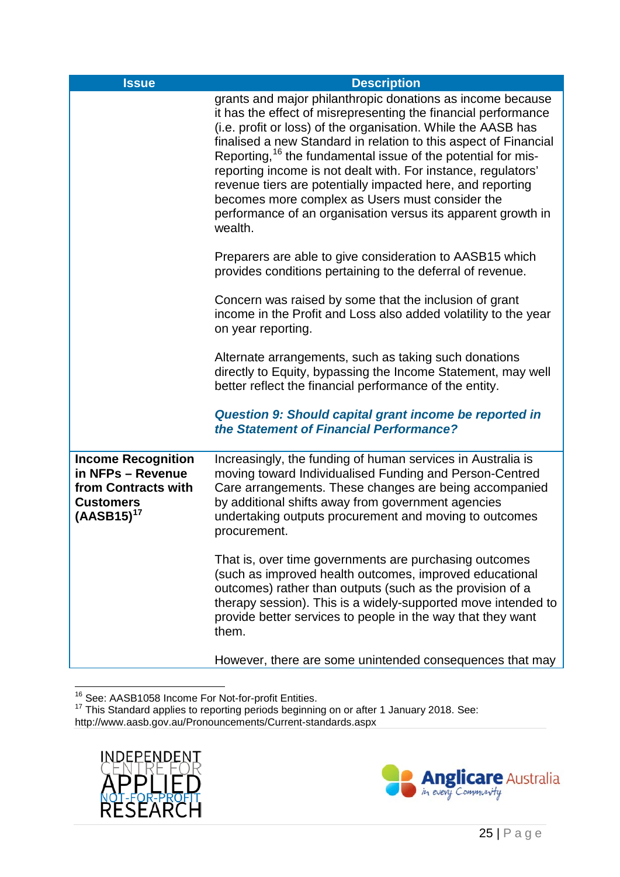| Issue | Description |
| --- | --- |
| | grants and major philanthropic donations as income because it has the effect of misrepresenting the financial performance (i.e. profit or loss) of the organisation. While the AASB has finalised a new Standard in relation to this aspect of Financial Reporting,[16] the fundamental issue of the potential for mis-reporting income is not dealt with. For instance, regulators' revenue tiers are potentially impacted here, and reporting becomes more complex as Users must consider the performance of an organisation versus its apparent growth in wealth.<br><br>Preparers are able to give consideration to AASB15 which provides conditions pertaining to the deferral of revenue.<br><br>Concern was raised by some that the inclusion of grant income in the Profit and Loss also added volatility to the year on year reporting.<br><br>Alternate arrangements, such as taking such donations directly to Equity, bypassing the Income Statement, may well better reflect the financial performance of the entity.<br><br>***Question 9: Should capital grant income be reported in the Statement of Financial Performance?*** |
| **Income Recognition in NFPs – Revenue from Contracts with Customers (AASB15)[17]** | Increasingly, the funding of human services in Australia is moving toward Individualised Funding and Person-Centred Care arrangements. These changes are being accompanied by additional shifts away from government agencies undertaking outputs procurement and moving to outcomes procurement.<br><br>That is, over time governments are purchasing outcomes (such as improved health outcomes, improved educational outcomes) rather than outputs (such as the provision of a therapy session). This is a widely-supported move intended to provide better services to people in the way that they want them.<br><br>However, there are some unintended consequences that may |

[16] See: AASB1058 Income For Not-for-profit Entities.

[17] This Standard applies to reporting periods beginning on or after 1 January 2018. See: http://www.aasb.gov.au/Pronouncements/Current-standards.aspx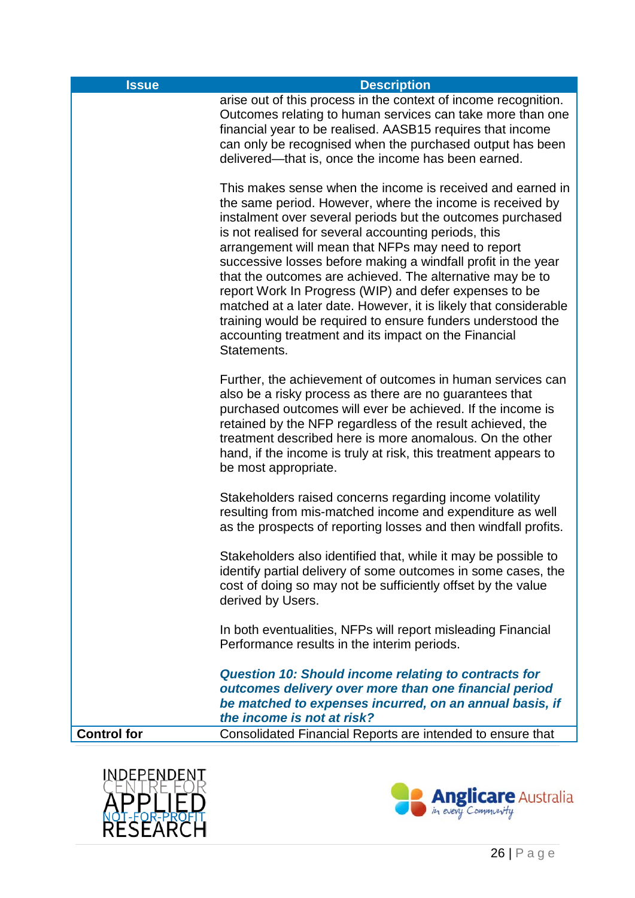| Issue | Description |
| --- | --- |
| | arise out of this process in the context of income recognition. Outcomes relating to human services can take more than one financial year to be realised. AASB15 requires that income can only be recognised when the purchased output has been delivered—that is, once the income has been earned.<br><br>This makes sense when the income is received and earned in the same period. However, where the income is received by instalment over several periods but the outcomes purchased is not realised for several accounting periods, this arrangement will mean that NFPs may need to report successive losses before making a windfall profit in the year that the outcomes are achieved. The alternative may be to report Work In Progress (WIP) and defer expenses to be matched at a later date. However, it is likely that considerable training would be required to ensure funders understood the accounting treatment and its impact on the Financial Statements.<br><br>Further, the achievement of outcomes in human services can also be a risky process as there are no guarantees that purchased outcomes will ever be achieved. If the income is retained by the NFP regardless of the result achieved, the treatment described here is more anomalous. On the other hand, if the income is truly at risk, this treatment appears to be most appropriate.<br><br>Stakeholders raised concerns regarding income volatility resulting from mis-matched income and expenditure as well as the prospects of reporting losses and then windfall profits.<br><br>Stakeholders also identified that, while it may be possible to identify partial delivery of some outcomes in some cases, the cost of doing so may not be sufficiently offset by the value derived by Users.<br><br>In both eventualities, NFPs will report misleading Financial Performance results in the interim periods.<br><br>***Question 10: Should income relating to contracts for outcomes delivery over more than one financial period be matched to expenses incurred, on an annual basis, if the income is not at risk?*** |
| **Control for** | Consolidated Financial Reports are intended to ensure that |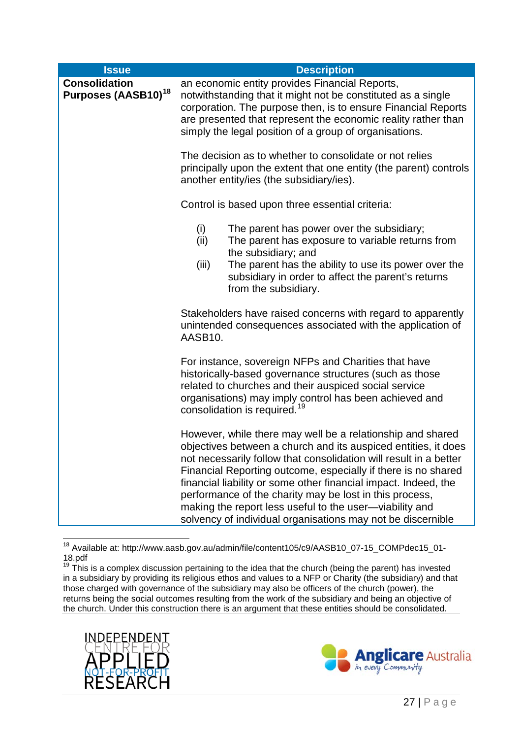| Issue | Description |
|---|---|
| **Consolidation Purposes (AASB10)**[18] | an economic entity provides Financial Reports, notwithstanding that it might not be constituted as a single corporation. The purpose then, is to ensure Financial Reports are presented that represent the economic reality rather than simply the legal position of a group of organisations.<br><br>The decision as to whether to consolidate or not relies principally upon the extent that one entity (the parent) controls another entity/ies (the subsidiary/ies).<br><br>Control is based upon three essential criteria:<br><br>(i) The parent has power over the subsidiary;<br>(ii) The parent has exposure to variable returns from the subsidiary; and<br>(iii) The parent has the ability to use its power over the subsidiary in order to affect the parent's returns from the subsidiary.<br><br>Stakeholders have raised concerns with regard to apparently unintended consequences associated with the application of AASB10.<br><br>For instance, sovereign NFPs and Charities that have historically-based governance structures (such as those related to churches and their auspiced social service organisations) may imply control has been achieved and consolidation is required.[19]<br><br>However, while there may well be a relationship and shared objectives between a church and its auspiced entities, it does not necessarily follow that consolidation will result in a better Financial Reporting outcome, especially if there is no shared financial liability or some other financial impact. Indeed, the performance of the charity may be lost in this process, making the report less useful to the user—viability and solvency of individual organisations may not be discernible |

[18] Available at: http://www.aasb.gov.au/admin/file/content105/c9/AASB10_07-15_COMPdec15_01-18.pdf

[19] This is a complex discussion pertaining to the idea that the church (being the parent) has invested in a subsidiary by providing its religious ethos and values to a NFP or Charity (the subsidiary) and that those charged with governance of the subsidiary may also be officers of the church (power), the returns being the social outcomes resulting from the work of the subsidiary and being an objective of the church. Under this construction there is an argument that these entities should be consolidated.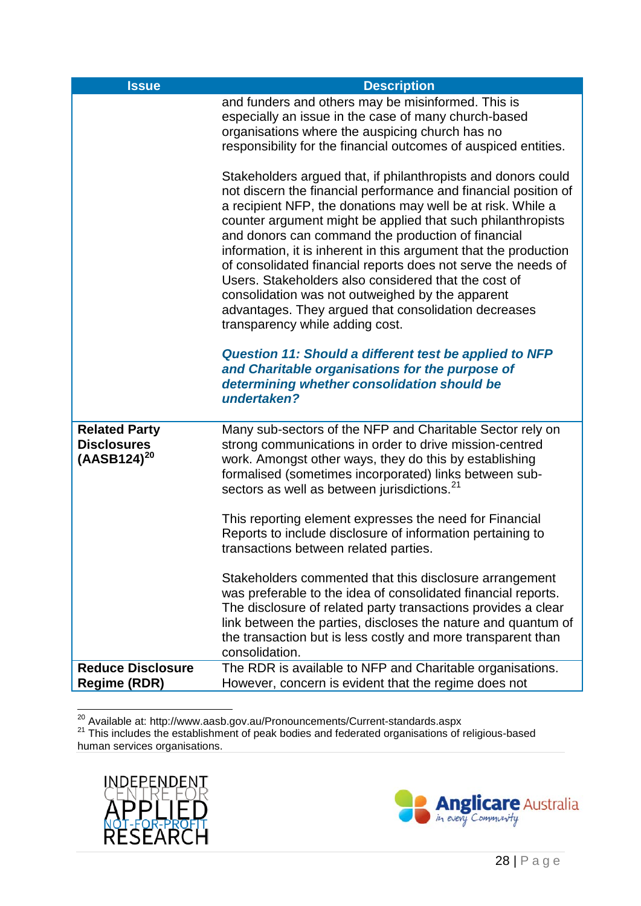| Issue | Description |
|---|---|
| | and funders and others may be misinformed. This is especially an issue in the case of many church-based organisations where the auspicing church has no responsibility for the financial outcomes of auspiced entities.<br><br>Stakeholders argued that, if philanthropists and donors could not discern the financial performance and financial position of a recipient NFP, the donations may well be at risk. While a counter argument might be applied that such philanthropists and donors can command the production of financial information, it is inherent in this argument that the production of consolidated financial reports does not serve the needs of Users. Stakeholders also considered that the cost of consolidation was not outweighed by the apparent advantages. They argued that consolidation decreases transparency while adding cost.<br><br>***Question 11: Should a different test be applied to NFP and Charitable organisations for the purpose of determining whether consolidation should be undertaken?*** |
| **Related Party Disclosures (AASB124)**[20] | Many sub-sectors of the NFP and Charitable Sector rely on strong communications in order to drive mission-centred work. Amongst other ways, they do this by establishing formalised (sometimes incorporated) links between sub-sectors as well as between jurisdictions.[21]<br><br>This reporting element expresses the need for Financial Reports to include disclosure of information pertaining to transactions between related parties.<br><br>Stakeholders commented that this disclosure arrangement was preferable to the idea of consolidated financial reports. The disclosure of related party transactions provides a clear link between the parties, discloses the nature and quantum of the transaction but is less costly and more transparent than consolidation. |
| **Reduce Disclosure Regime (RDR)** | The RDR is available to NFP and Charitable organisations. However, concern is evident that the regime does not |

[20] Available at: http://www.aasb.gov.au/Pronouncements/Current-standards.aspx

[21] This includes the establishment of peak bodies and federated organisations of religious-based human services organisations.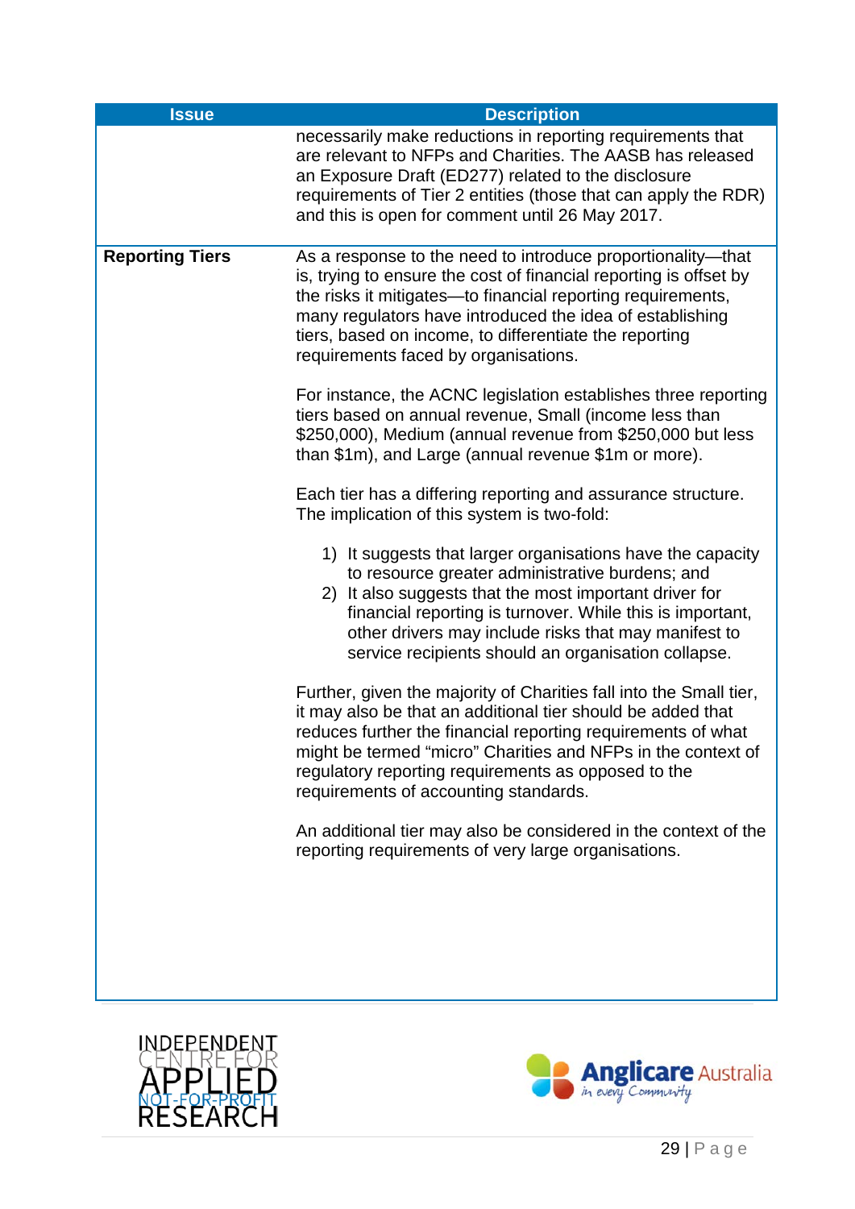| Issue | Description |
|---|---|
| | necessarily make reductions in reporting requirements that are relevant to NFPs and Charities. The AASB has released an Exposure Draft (ED277) related to the disclosure requirements of Tier 2 entities (those that can apply the RDR) and this is open for comment until 26 May 2017. |
| **Reporting Tiers** | As a response to the need to introduce proportionality—that is, trying to ensure the cost of financial reporting is offset by the risks it mitigates—to financial reporting requirements, many regulators have introduced the idea of establishing tiers, based on income, to differentiate the reporting requirements faced by organisations.<br><br>For instance, the ACNC legislation establishes three reporting tiers based on annual revenue, Small (income less than $250,000), Medium (annual revenue from $250,000 but less than $1m), and Large (annual revenue $1m or more).<br><br>Each tier has a differing reporting and assurance structure. The implication of this system is two-fold:<br><br>1) It suggests that larger organisations have the capacity to resource greater administrative burdens; and<br>2) It also suggests that the most important driver for financial reporting is turnover. While this is important, other drivers may include risks that may manifest to service recipients should an organisation collapse.<br><br>Further, given the majority of Charities fall into the Small tier, it may also be that an additional tier should be added that reduces further the financial reporting requirements of what might be termed "micro" Charities and NFPs in the context of regulatory reporting requirements as opposed to the requirements of accounting standards.<br><br>An additional tier may also be considered in the context of the reporting requirements of very large organisations. |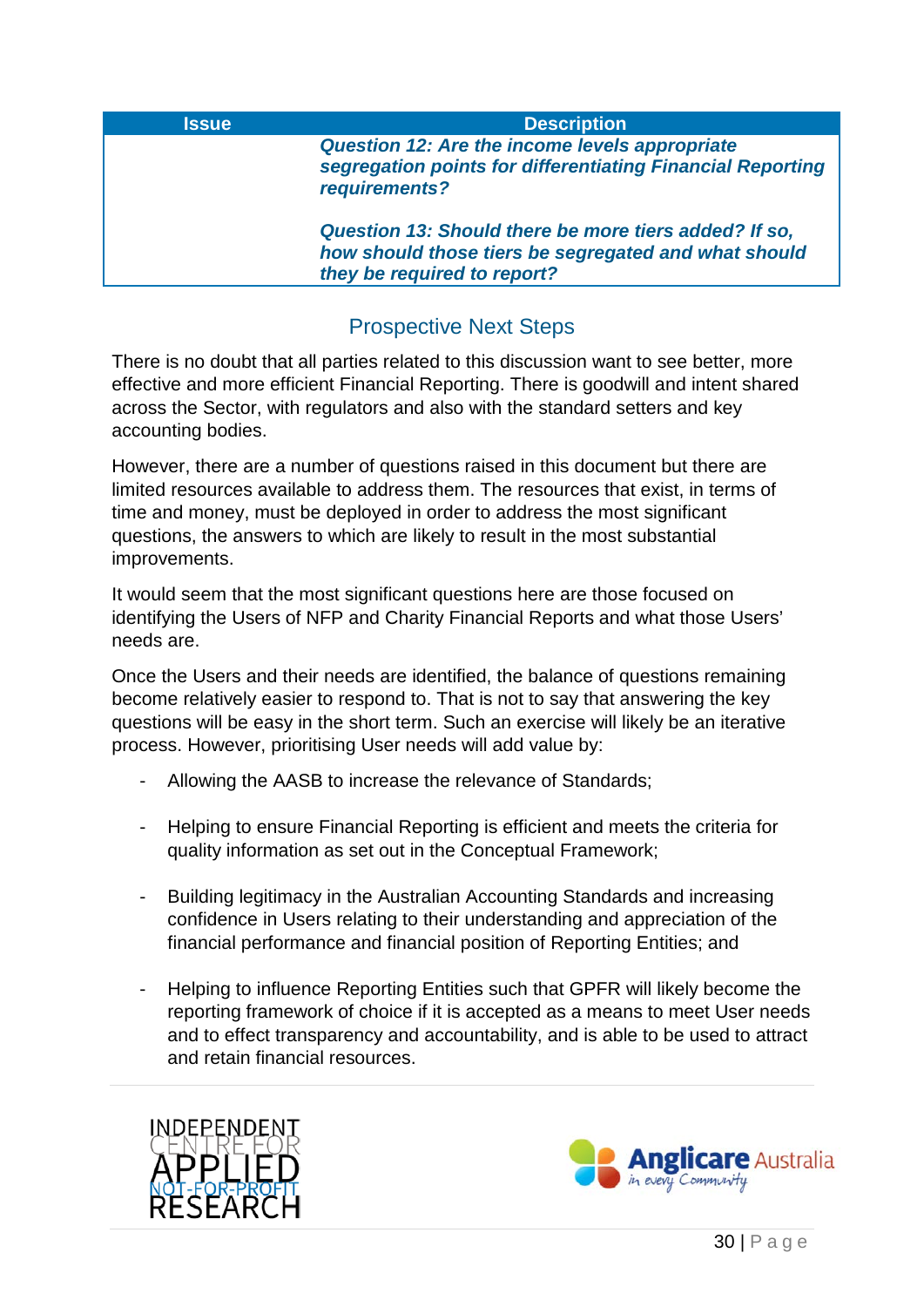| Issue | Description |
|---|---|
| | ***Question 12: Are the income levels appropriate segregation points for differentiating Financial Reporting requirements?***<br><br>***Question 13: Should there be more tiers added? If so, how should those tiers be segregated and what should they be required to report?*** |

## Prospective Next Steps

There is no doubt that all parties related to this discussion want to see better, more effective and more efficient Financial Reporting. There is goodwill and intent shared across the Sector, with regulators and also with the standard setters and key accounting bodies.

However, there are a number of questions raised in this document but there are limited resources available to address them. The resources that exist, in terms of time and money, must be deployed in order to address the most significant questions, the answers to which are likely to result in the most substantial improvements.

It would seem that the most significant questions here are those focused on identifying the Users of NFP and Charity Financial Reports and what those Users' needs are.

Once the Users and their needs are identified, the balance of questions remaining become relatively easier to respond to. That is not to say that answering the key questions will be easy in the short term. Such an exercise will likely be an iterative process. However, prioritising User needs will add value by:

- Allowing the AASB to increase the relevance of Standards;
- Helping to ensure Financial Reporting is efficient and meets the criteria for quality information as set out in the Conceptual Framework;
- Building legitimacy in the Australian Accounting Standards and increasing confidence in Users relating to their understanding and appreciation of the financial performance and financial position of Reporting Entities; and
- Helping to influence Reporting Entities such that GPFR will likely become the reporting framework of choice if it is accepted as a means to meet User needs and to effect transparency and accountability, and is able to be used to attract and retain financial resources.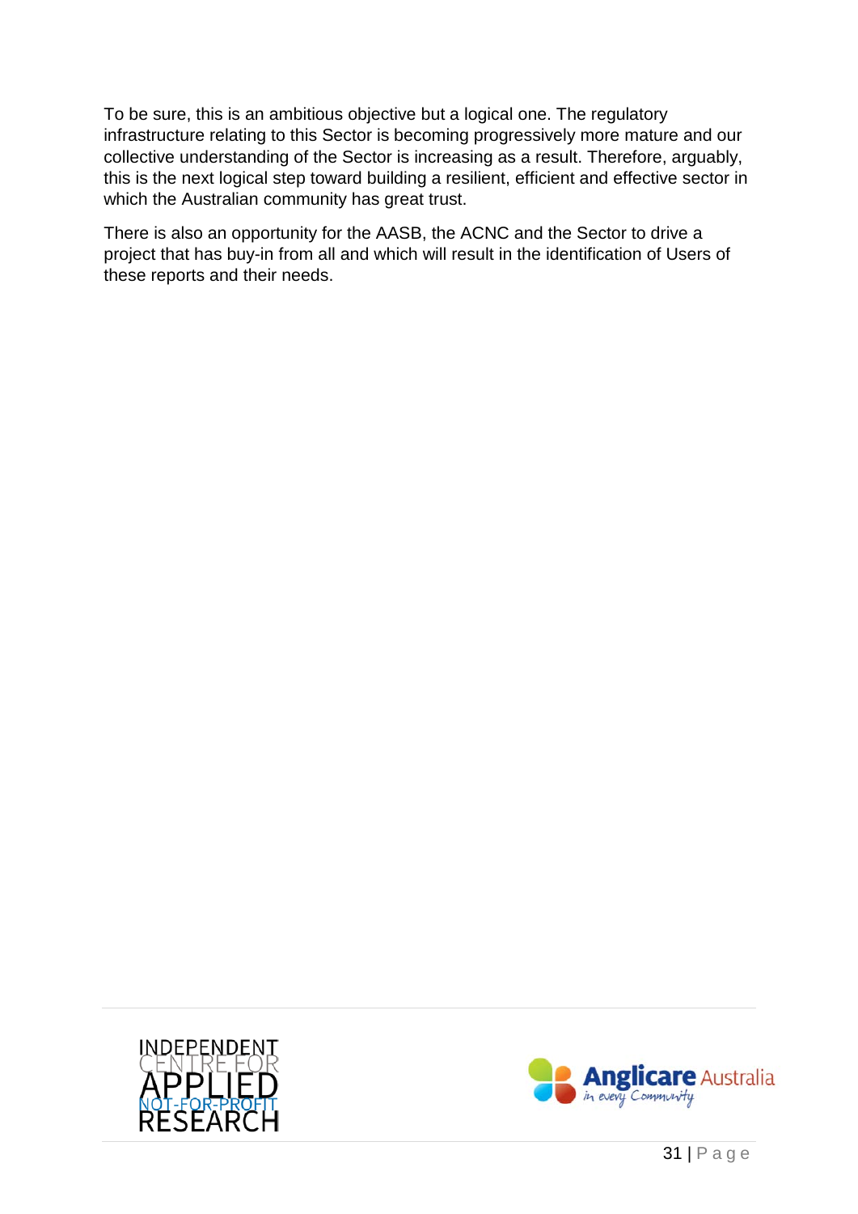To be sure, this is an ambitious objective but a logical one. The regulatory infrastructure relating to this Sector is becoming progressively more mature and our collective understanding of the Sector is increasing as a result. Therefore, arguably, this is the next logical step toward building a resilient, efficient and effective sector in which the Australian community has great trust.

There is also an opportunity for the AASB, the ACNC and the Sector to drive a project that has buy-in from all and which will result in the identification of Users of these reports and their needs.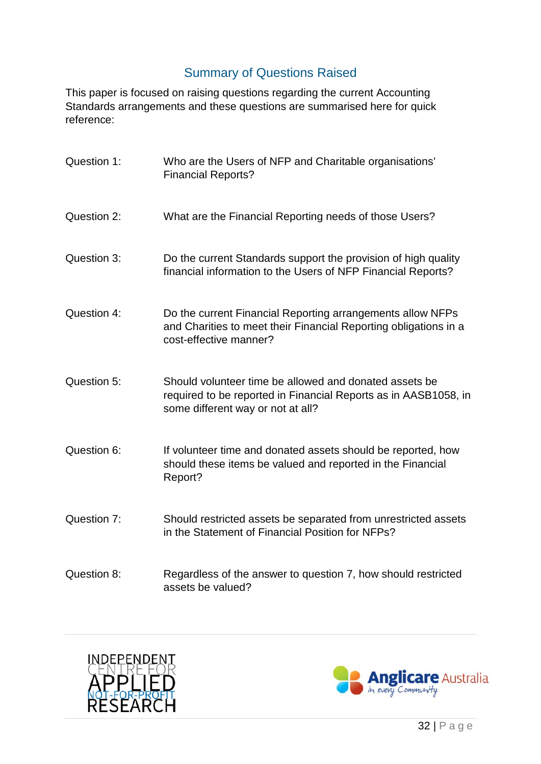## Summary of Questions Raised

This paper is focused on raising questions regarding the current Accounting Standards arrangements and these questions are summarised here for quick reference:

| | |
|---|---|
| Question 1: | Who are the Users of NFP and Charitable organisations' Financial Reports? |
| Question 2: | What are the Financial Reporting needs of those Users? |
| Question 3: | Do the current Standards support the provision of high quality financial information to the Users of NFP Financial Reports? |
| Question 4: | Do the current Financial Reporting arrangements allow NFPs and Charities to meet their Financial Reporting obligations in a cost-effective manner? |
| Question 5: | Should volunteer time be allowed and donated assets be required to be reported in Financial Reports as in AASB1058, in some different way or not at all? |
| Question 6: | If volunteer time and donated assets should be reported, how should these items be valued and reported in the Financial Report? |
| Question 7: | Should restricted assets be separated from unrestricted assets in the Statement of Financial Position for NFPs? |
| Question 8: | Regardless of the answer to question 7, how should restricted assets be valued? |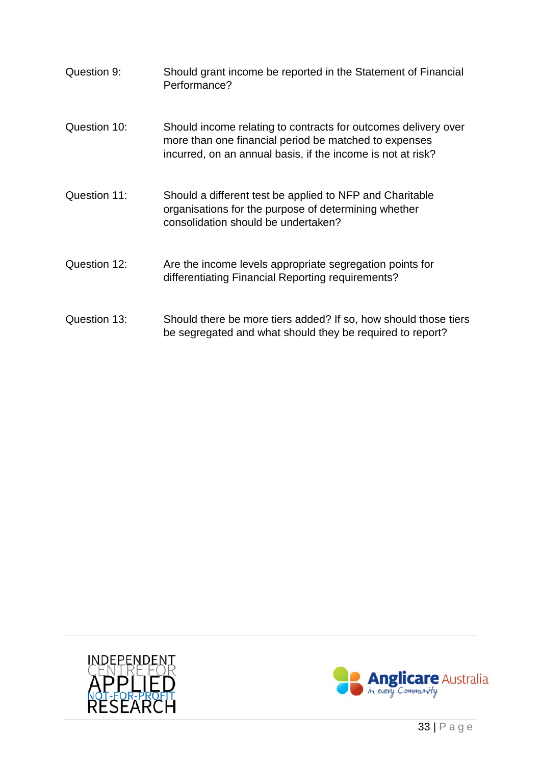| | |
|---|---|
| Question 9: | Should grant income be reported in the Statement of Financial Performance? |
| Question 10: | Should income relating to contracts for outcomes delivery over more than one financial period be matched to expenses incurred, on an annual basis, if the income is not at risk? |
| Question 11: | Should a different test be applied to NFP and Charitable organisations for the purpose of determining whether consolidation should be undertaken? |
| Question 12: | Are the income levels appropriate segregation points for differentiating Financial Reporting requirements? |
| Question 13: | Should there be more tiers added? If so, how should those tiers be segregated and what should they be required to report? |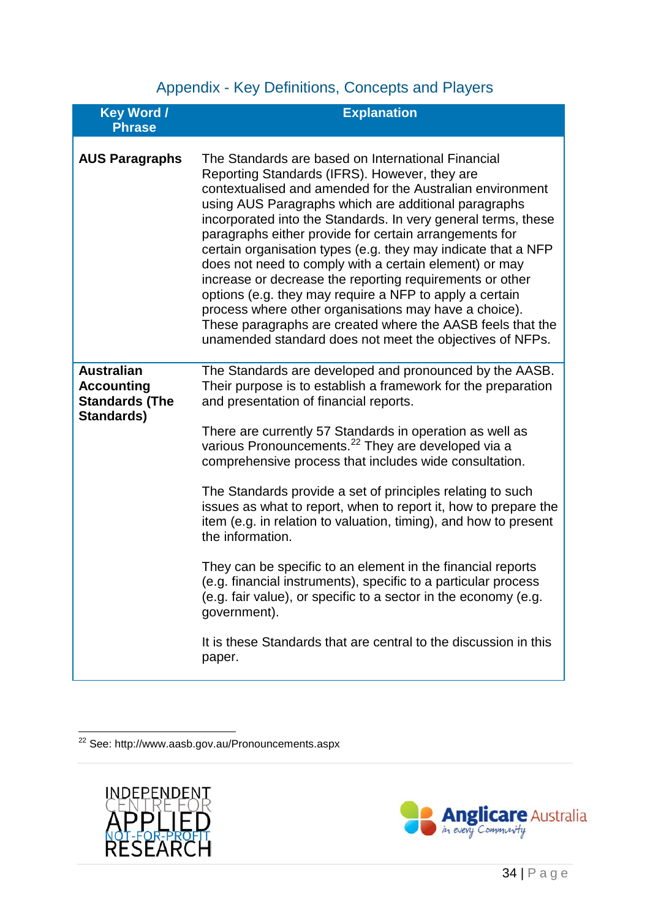## Appendix - Key Definitions, Concepts and Players

| Key Word / Phrase | Explanation |
|---|---|
| **AUS Paragraphs** | The Standards are based on International Financial Reporting Standards (IFRS). However, they are contextualised and amended for the Australian environment using AUS Paragraphs which are additional paragraphs incorporated into the Standards. In very general terms, these paragraphs either provide for certain arrangements for certain organisation types (e.g. they may indicate that a NFP does not need to comply with a certain element) or may increase or decrease the reporting requirements or other options (e.g. they may require a NFP to apply a certain process where other organisations may have a choice). These paragraphs are created where the AASB feels that the unamended standard does not meet the objectives of NFPs. |
| **Australian Accounting Standards (The Standards)** | The Standards are developed and pronounced by the AASB. Their purpose is to establish a framework for the preparation and presentation of financial reports.<br><br>There are currently 57 Standards in operation as well as various Pronouncements.[22] They are developed via a comprehensive process that includes wide consultation.<br><br>The Standards provide a set of principles relating to such issues as what to report, when to report it, how to prepare the item (e.g. in relation to valuation, timing), and how to present the information.<br><br>They can be specific to an element in the financial reports (e.g. financial instruments), specific to a particular process (e.g. fair value), or specific to a sector in the economy (e.g. government).<br><br>It is these Standards that are central to the discussion in this paper. |

[22] See: http://www.aasb.gov.au/Pronouncements.aspx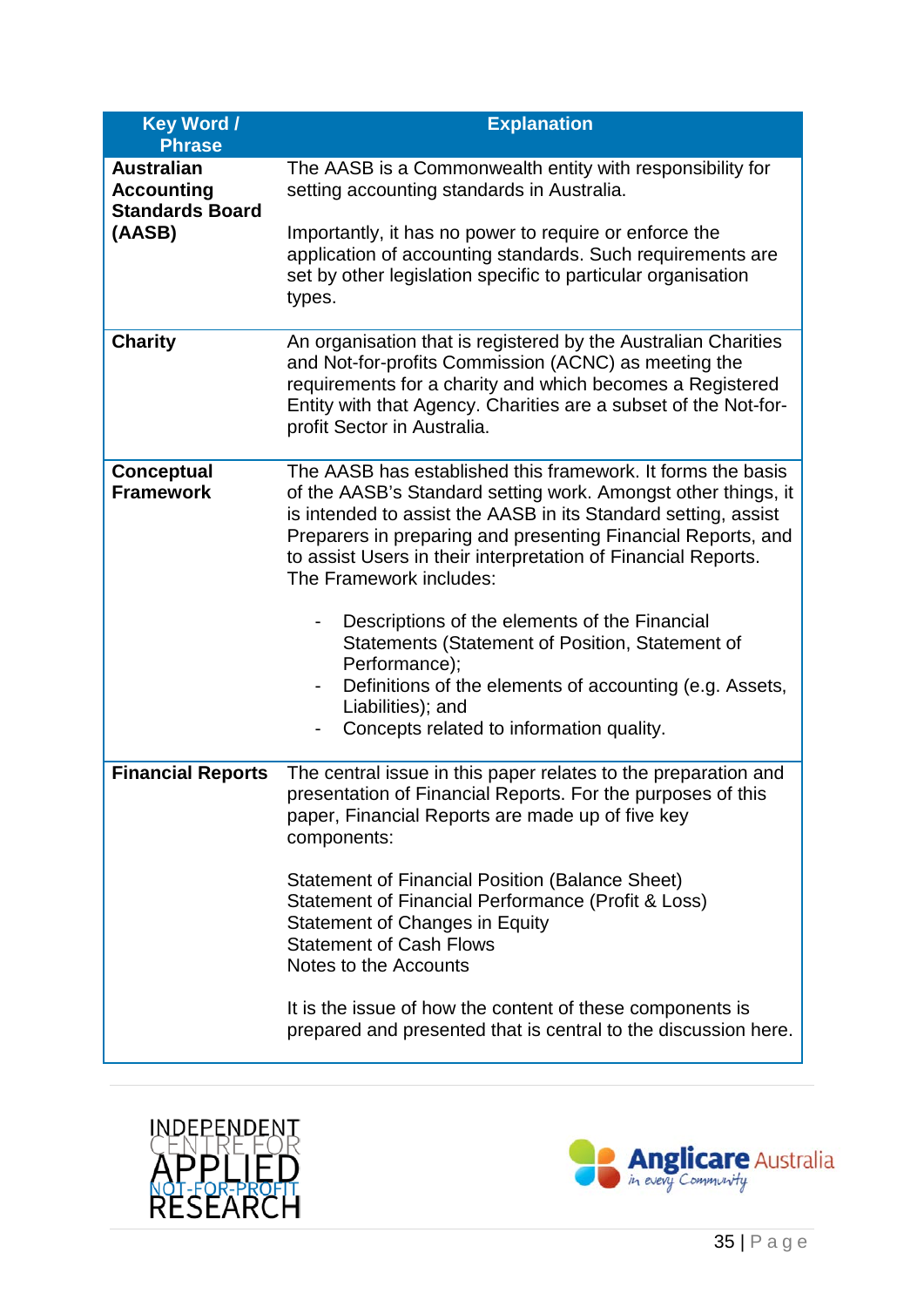| Key Word / Phrase | Explanation |
|---|---|
| **Australian Accounting Standards Board (AASB)** | The AASB is a Commonwealth entity with responsibility for setting accounting standards in Australia.<br><br>Importantly, it has no power to require or enforce the application of accounting standards. Such requirements are set by other legislation specific to particular organisation types. |
| **Charity** | An organisation that is registered by the Australian Charities and Not-for-profits Commission (ACNC) as meeting the requirements for a charity and which becomes a Registered Entity with that Agency. Charities are a subset of the Not-for-profit Sector in Australia. |
| **Conceptual Framework** | The AASB has established this framework. It forms the basis of the AASB's Standard setting work. Amongst other things, it is intended to assist the AASB in its Standard setting, assist Preparers in preparing and presenting Financial Reports, and to assist Users in their interpretation of Financial Reports. The Framework includes:<br><br>- Descriptions of the elements of the Financial Statements (Statement of Position, Statement of Performance);<br>- Definitions of the elements of accounting (e.g. Assets, Liabilities); and<br>- Concepts related to information quality. |
| **Financial Reports** | The central issue in this paper relates to the preparation and presentation of Financial Reports. For the purposes of this paper, Financial Reports are made up of five key components:<br><br>Statement of Financial Position (Balance Sheet)<br>Statement of Financial Performance (Profit & Loss)<br>Statement of Changes in Equity<br>Statement of Cash Flows<br>Notes to the Accounts<br><br>It is the issue of how the content of these components is prepared and presented that is central to the discussion here. |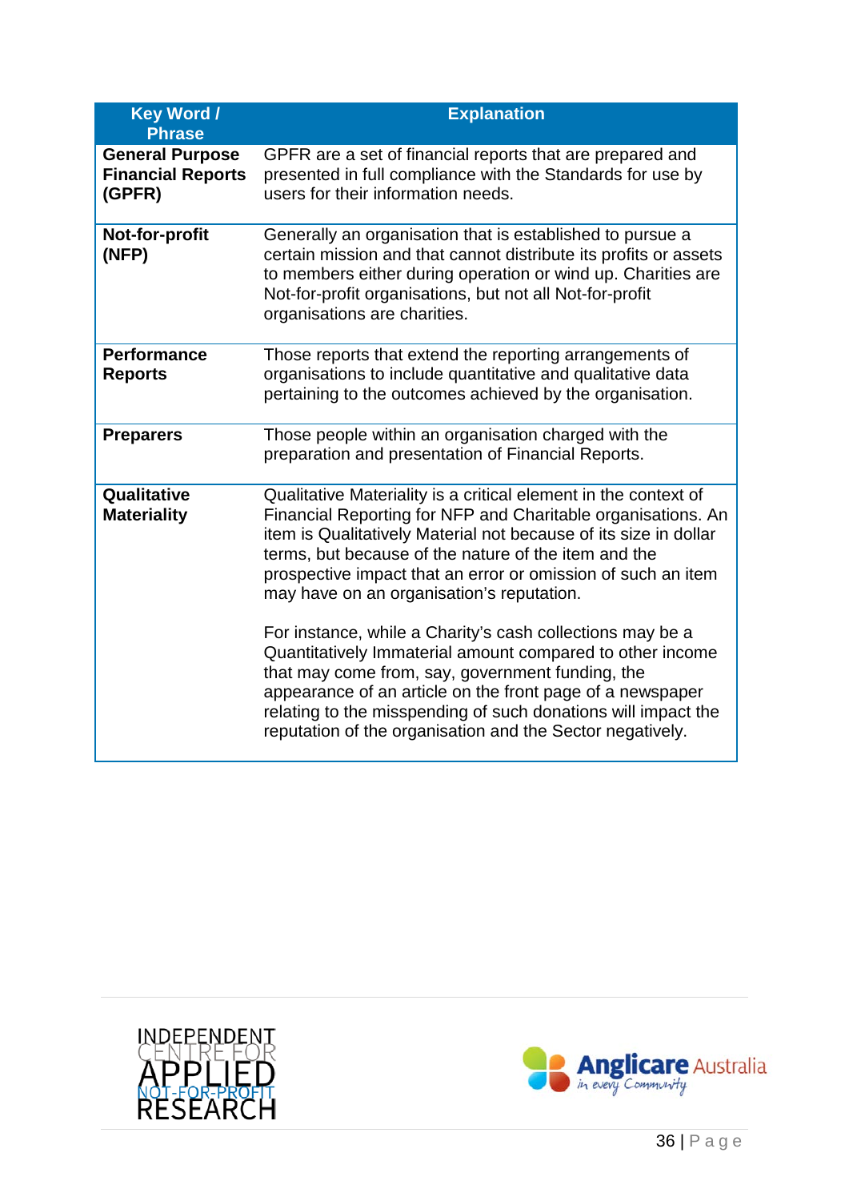| Key Word / Phrase | Explanation |
|---|---|
| **General Purpose Financial Reports (GPFR)** | GPFR are a set of financial reports that are prepared and presented in full compliance with the Standards for use by users for their information needs. |
| **Not-for-profit (NFP)** | Generally an organisation that is established to pursue a certain mission and that cannot distribute its profits or assets to members either during operation or wind up. Charities are Not-for-profit organisations, but not all Not-for-profit organisations are charities. |
| **Performance Reports** | Those reports that extend the reporting arrangements of organisations to include quantitative and qualitative data pertaining to the outcomes achieved by the organisation. |
| **Preparers** | Those people within an organisation charged with the preparation and presentation of Financial Reports. |
| **Qualitative Materiality** | Qualitative Materiality is a critical element in the context of Financial Reporting for NFP and Charitable organisations. An item is Qualitatively Material not because of its size in dollar terms, but because of the nature of the item and the prospective impact that an error or omission of such an item may have on an organisation's reputation.<br><br>For instance, while a Charity's cash collections may be a Quantitatively Immaterial amount compared to other income that may come from, say, government funding, the appearance of an article on the front page of a newspaper relating to the misspending of such donations will impact the reputation of the organisation and the Sector negatively. |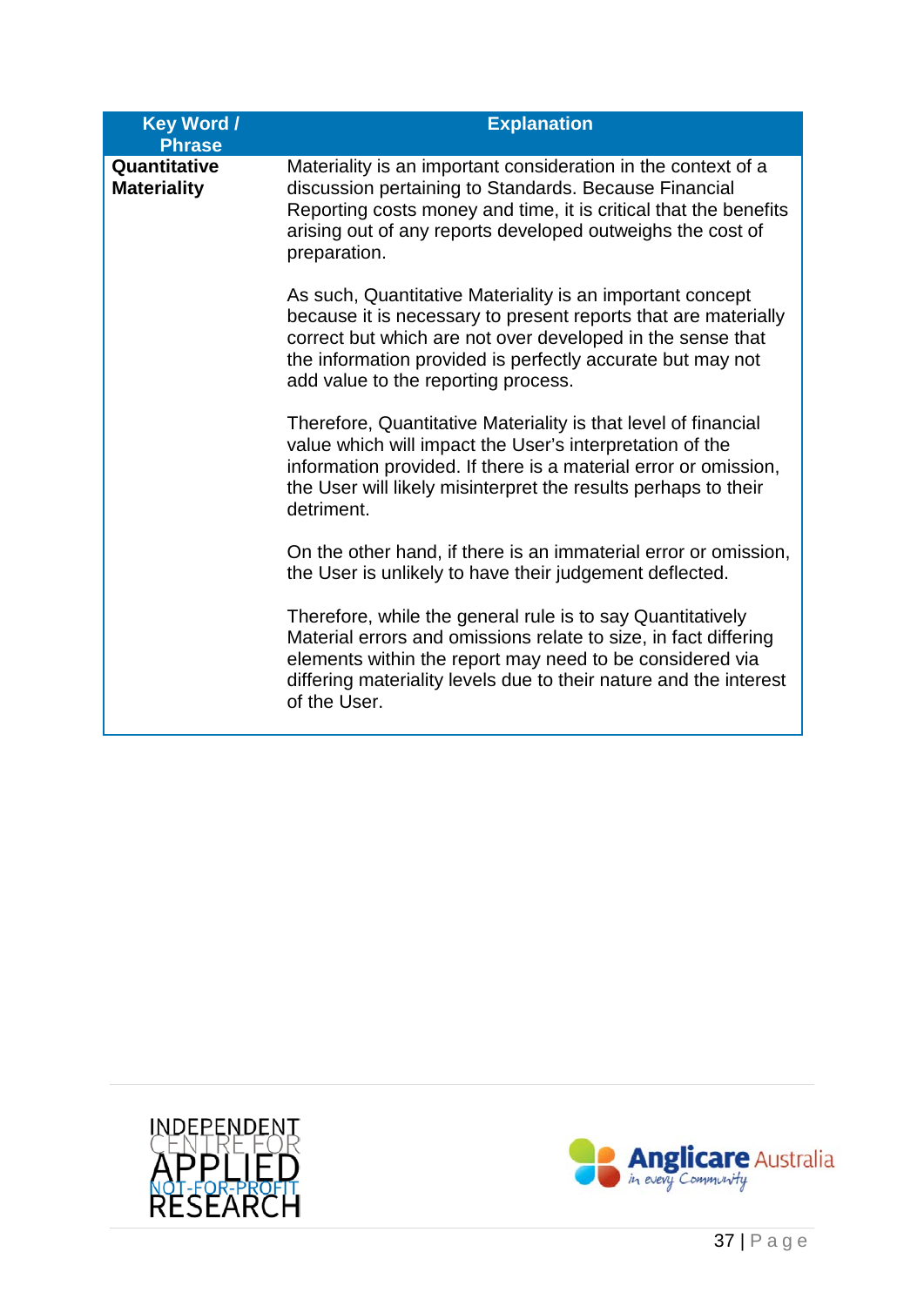| Key Word / Phrase | Explanation |
|---|---|
| **Quantitative Materiality** | Materiality is an important consideration in the context of a discussion pertaining to Standards. Because Financial Reporting costs money and time, it is critical that the benefits arising out of any reports developed outweighs the cost of preparation.<br><br>As such, Quantitative Materiality is an important concept because it is necessary to present reports that are materially correct but which are not over developed in the sense that the information provided is perfectly accurate but may not add value to the reporting process.<br><br>Therefore, Quantitative Materiality is that level of financial value which will impact the User's interpretation of the information provided. If there is a material error or omission, the User will likely misinterpret the results perhaps to their detriment.<br><br>On the other hand, if there is an immaterial error or omission, the User is unlikely to have their judgement deflected.<br><br>Therefore, while the general rule is to say Quantitatively Material errors and omissions relate to size, in fact differing elements within the report may need to be considered via differing materiality levels due to their nature and the interest of the User. |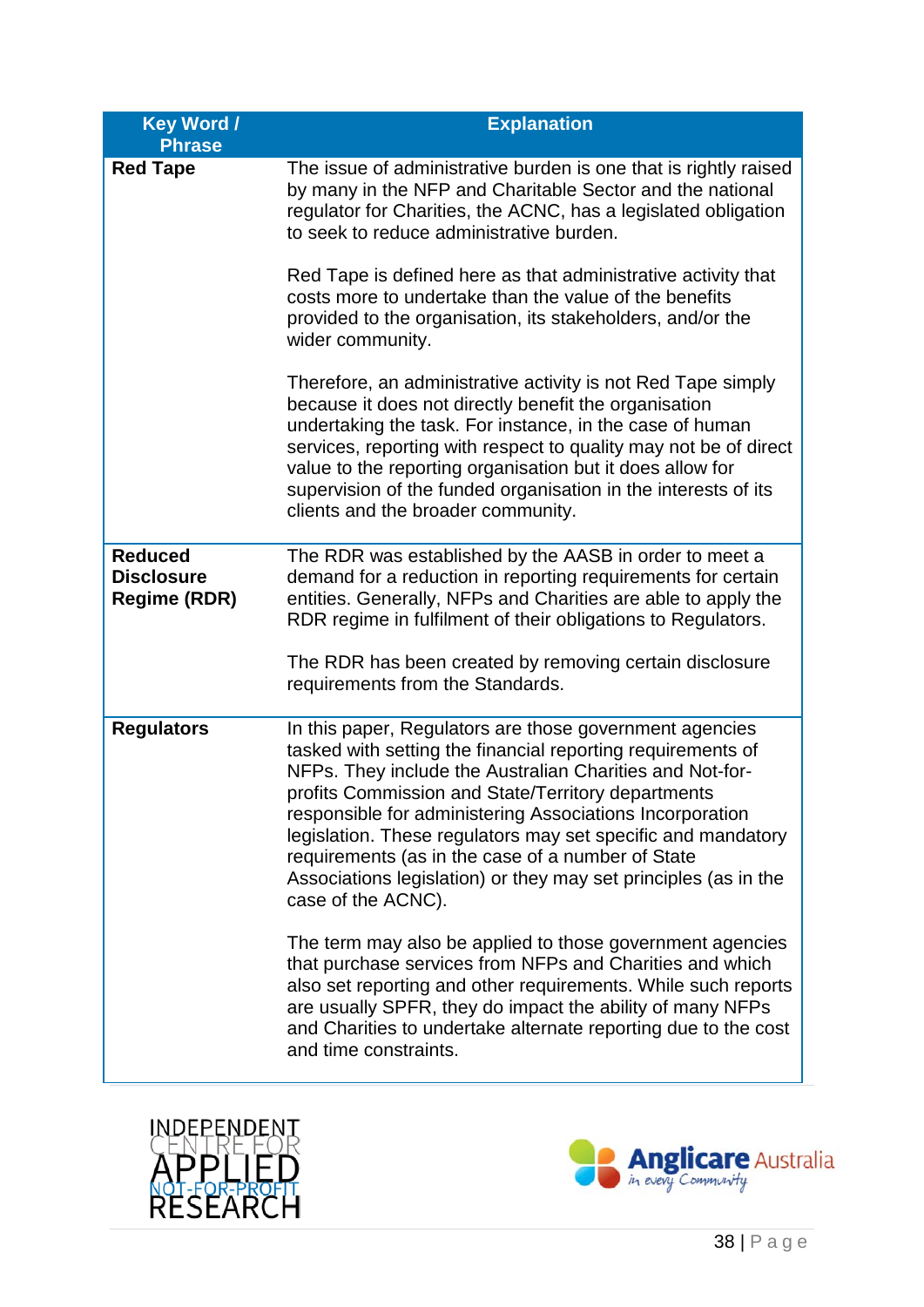| Key Word / Phrase | Explanation |
|---|---|
| **Red Tape** | The issue of administrative burden is one that is rightly raised by many in the NFP and Charitable Sector and the national regulator for Charities, the ACNC, has a legislated obligation to seek to reduce administrative burden.<br><br>Red Tape is defined here as that administrative activity that costs more to undertake than the value of the benefits provided to the organisation, its stakeholders, and/or the wider community.<br><br>Therefore, an administrative activity is not Red Tape simply because it does not directly benefit the organisation undertaking the task. For instance, in the case of human services, reporting with respect to quality may not be of direct value to the reporting organisation but it does allow for supervision of the funded organisation in the interests of its clients and the broader community. |
| **Reduced Disclosure Regime (RDR)** | The RDR was established by the AASB in order to meet a demand for a reduction in reporting requirements for certain entities. Generally, NFPs and Charities are able to apply the RDR regime in fulfilment of their obligations to Regulators.<br><br>The RDR has been created by removing certain disclosure requirements from the Standards. |
| **Regulators** | In this paper, Regulators are those government agencies tasked with setting the financial reporting requirements of NFPs. They include the Australian Charities and Not-for-profits Commission and State/Territory departments responsible for administering Associations Incorporation legislation. These regulators may set specific and mandatory requirements (as in the case of a number of State Associations legislation) or they may set principles (as in the case of the ACNC).<br><br>The term may also be applied to those government agencies that purchase services from NFPs and Charities and which also set reporting and other requirements. While such reports are usually SPFR, they do impact the ability of many NFPs and Charities to undertake alternate reporting due to the cost and time constraints. |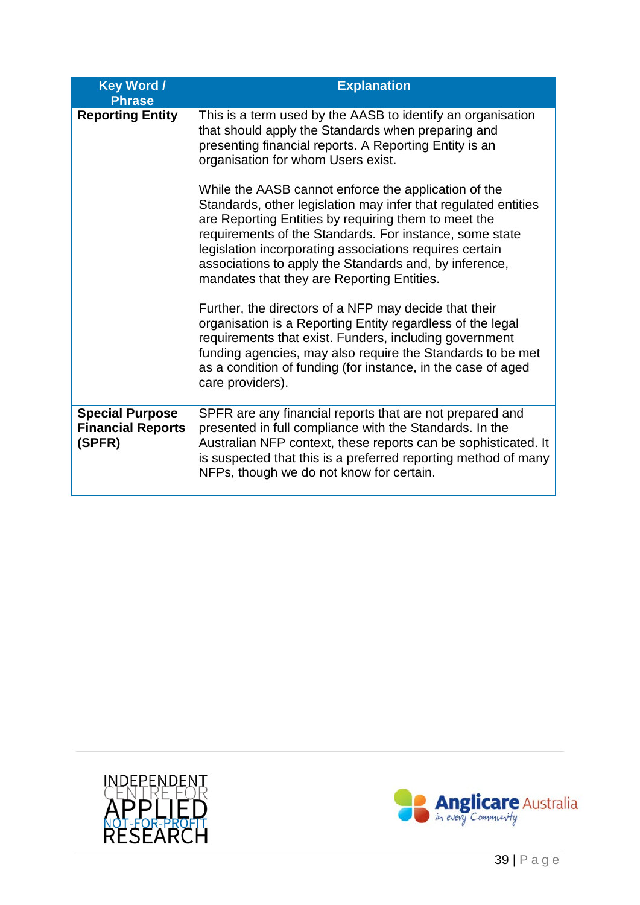| Key Word / Phrase | Explanation |
|---|---|
| **Reporting Entity** | This is a term used by the AASB to identify an organisation that should apply the Standards when preparing and presenting financial reports. A Reporting Entity is an organisation for whom Users exist.<br><br>While the AASB cannot enforce the application of the Standards, other legislation may infer that regulated entities are Reporting Entities by requiring them to meet the requirements of the Standards. For instance, some state legislation incorporating associations requires certain associations to apply the Standards and, by inference, mandates that they are Reporting Entities.<br><br>Further, the directors of a NFP may decide that their organisation is a Reporting Entity regardless of the legal requirements that exist. Funders, including government funding agencies, may also require the Standards to be met as a condition of funding (for instance, in the case of aged care providers). |
| **Special Purpose Financial Reports (SPFR)** | SPFR are any financial reports that are not prepared and presented in full compliance with the Standards. In the Australian NFP context, these reports can be sophisticated. It is suspected that this is a preferred reporting method of many NFPs, though we do not know for certain. |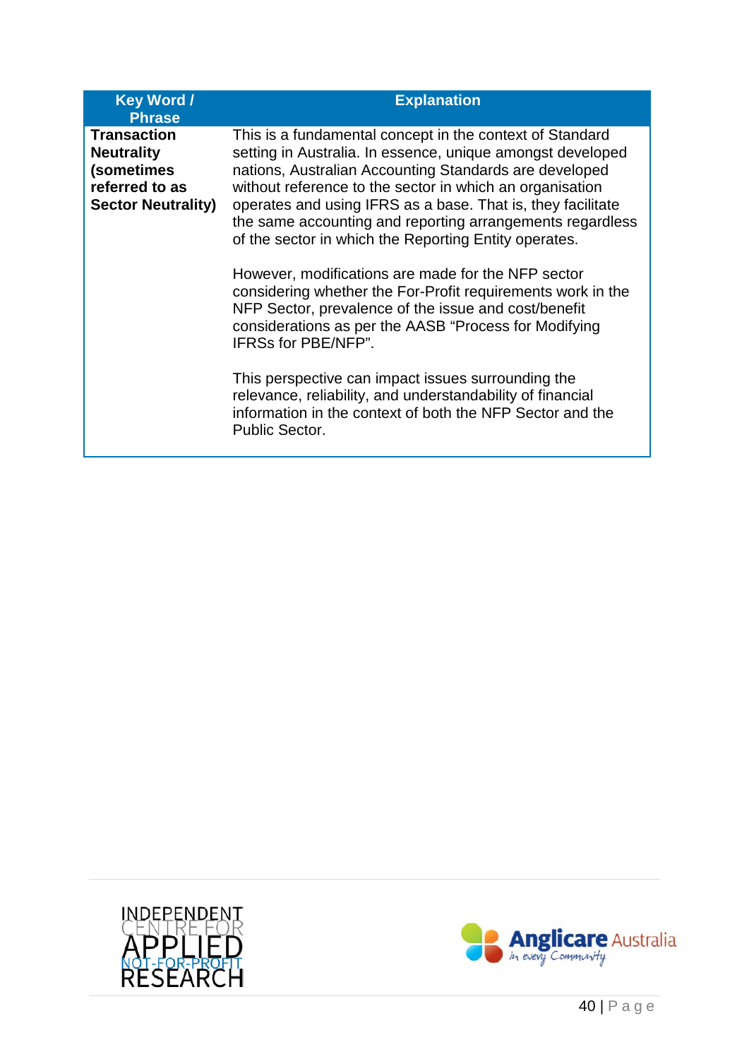| Key Word / Phrase | Explanation |
|---|---|
| **Transaction Neutrality (sometimes referred to as Sector Neutrality)** | This is a fundamental concept in the context of Standard setting in Australia. In essence, unique amongst developed nations, Australian Accounting Standards are developed without reference to the sector in which an organisation operates and using IFRS as a base. That is, they facilitate the same accounting and reporting arrangements regardless of the sector in which the Reporting Entity operates.<br><br>However, modifications are made for the NFP sector considering whether the For-Profit requirements work in the NFP Sector, prevalence of the issue and cost/benefit considerations as per the AASB "Process for Modifying IFRSs for PBE/NFP".<br><br>This perspective can impact issues surrounding the relevance, reliability, and understandability of financial information in the context of both the NFP Sector and the Public Sector. |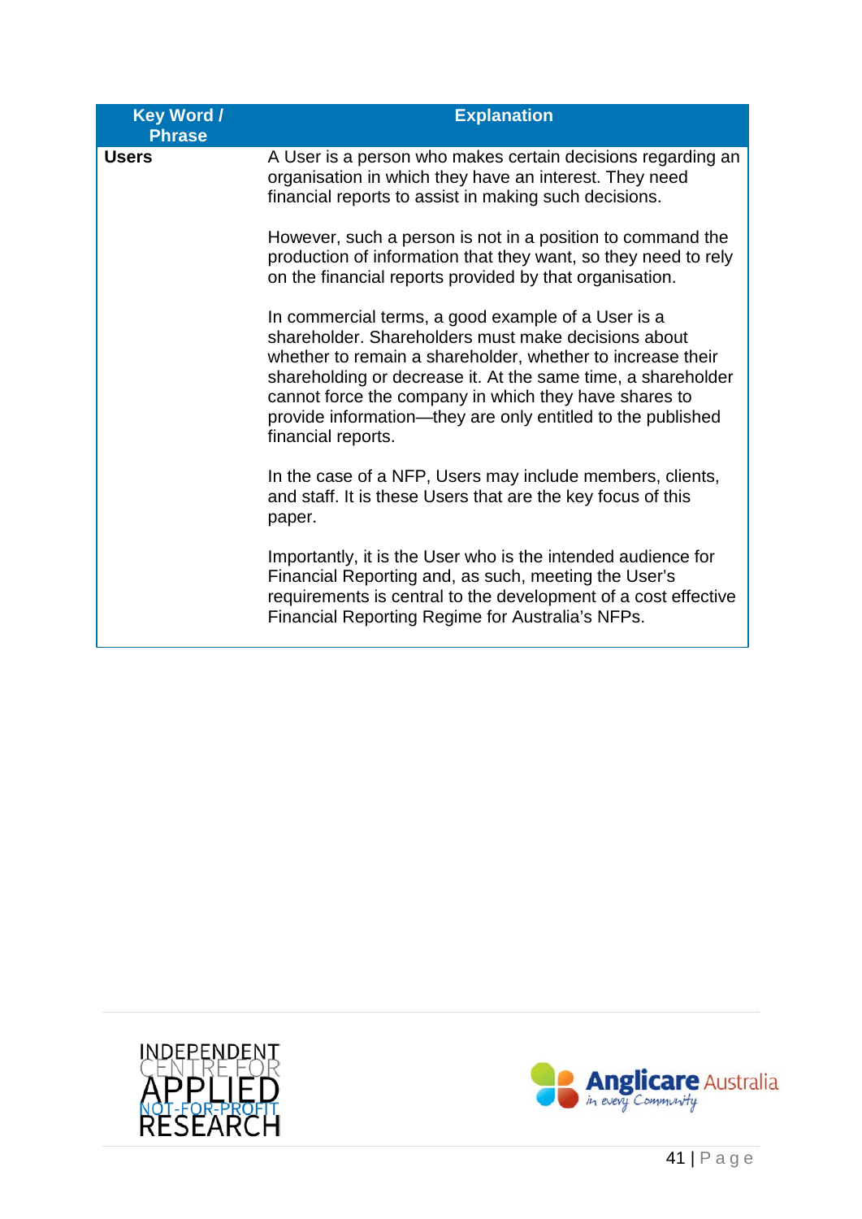| Key Word / Phrase | Explanation |
| --- | --- |
| **Users** | A User is a person who makes certain decisions regarding an organisation in which they have an interest. They need financial reports to assist in making such decisions.<br><br>However, such a person is not in a position to command the production of information that they want, so they need to rely on the financial reports provided by that organisation.<br><br>In commercial terms, a good example of a User is a shareholder. Shareholders must make decisions about whether to remain a shareholder, whether to increase their shareholding or decrease it. At the same time, a shareholder cannot force the company in which they have shares to provide information—they are only entitled to the published financial reports.<br><br>In the case of a NFP, Users may include members, clients, and staff. It is these Users that are the key focus of this paper.<br><br>Importantly, it is the User who is the intended audience for Financial Reporting and, as such, meeting the User's requirements is central to the development of a cost effective Financial Reporting Regime for Australia's NFPs. |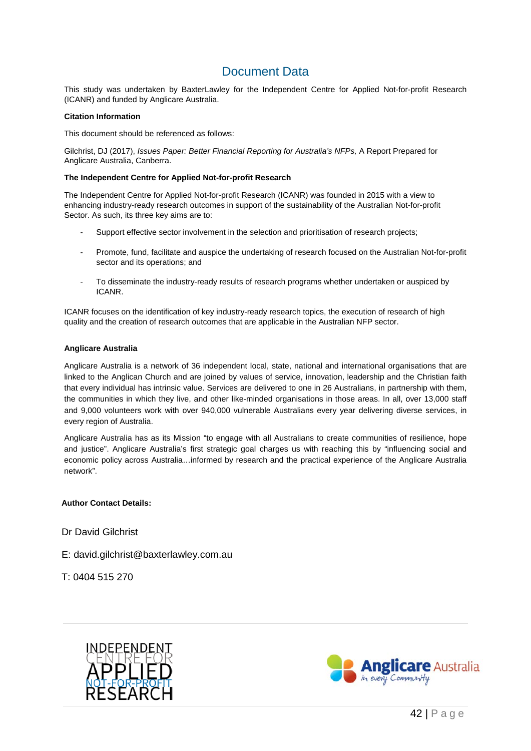# Document Data

This study was undertaken by BaxterLawley for the Independent Centre for Applied Not-for-profit Research (ICANR) and funded by Anglicare Australia.

**Citation Information**

This document should be referenced as follows:

Gilchrist, DJ (2017), *Issues Paper: Better Financial Reporting for Australia's NFPs,* A Report Prepared for Anglicare Australia, Canberra.

**The Independent Centre for Applied Not-for-profit Research**

The Independent Centre for Applied Not-for-profit Research (ICANR) was founded in 2015 with a view to enhancing industry-ready research outcomes in support of the sustainability of the Australian Not-for-profit Sector. As such, its three key aims are to:

- Support effective sector involvement in the selection and prioritisation of research projects;
- Promote, fund, facilitate and auspice the undertaking of research focused on the Australian Not-for-profit sector and its operations; and
- To disseminate the industry-ready results of research programs whether undertaken or auspiced by ICANR.

ICANR focuses on the identification of key industry-ready research topics, the execution of research of high quality and the creation of research outcomes that are applicable in the Australian NFP sector.

**Anglicare Australia**

Anglicare Australia is a network of 36 independent local, state, national and international organisations that are linked to the Anglican Church and are joined by values of service, innovation, leadership and the Christian faith that every individual has intrinsic value. Services are delivered to one in 26 Australians, in partnership with them, the communities in which they live, and other like-minded organisations in those areas. In all, over 13,000 staff and 9,000 volunteers work with over 940,000 vulnerable Australians every year delivering diverse services, in every region of Australia.

Anglicare Australia has as its Mission "to engage with all Australians to create communities of resilience, hope and justice". Anglicare Australia's first strategic goal charges us with reaching this by "influencing social and economic policy across Australia…informed by research and the practical experience of the Anglicare Australia network".

**Author Contact Details:**

Dr David Gilchrist

E: david.gilchrist@baxterlawley.com.au

T: 0404 515 270

INDEPENDENT CENTRE FOR APPLIED NOT-FOR-PROFIT RESEARCH

Anglicare Australia *in every Community*